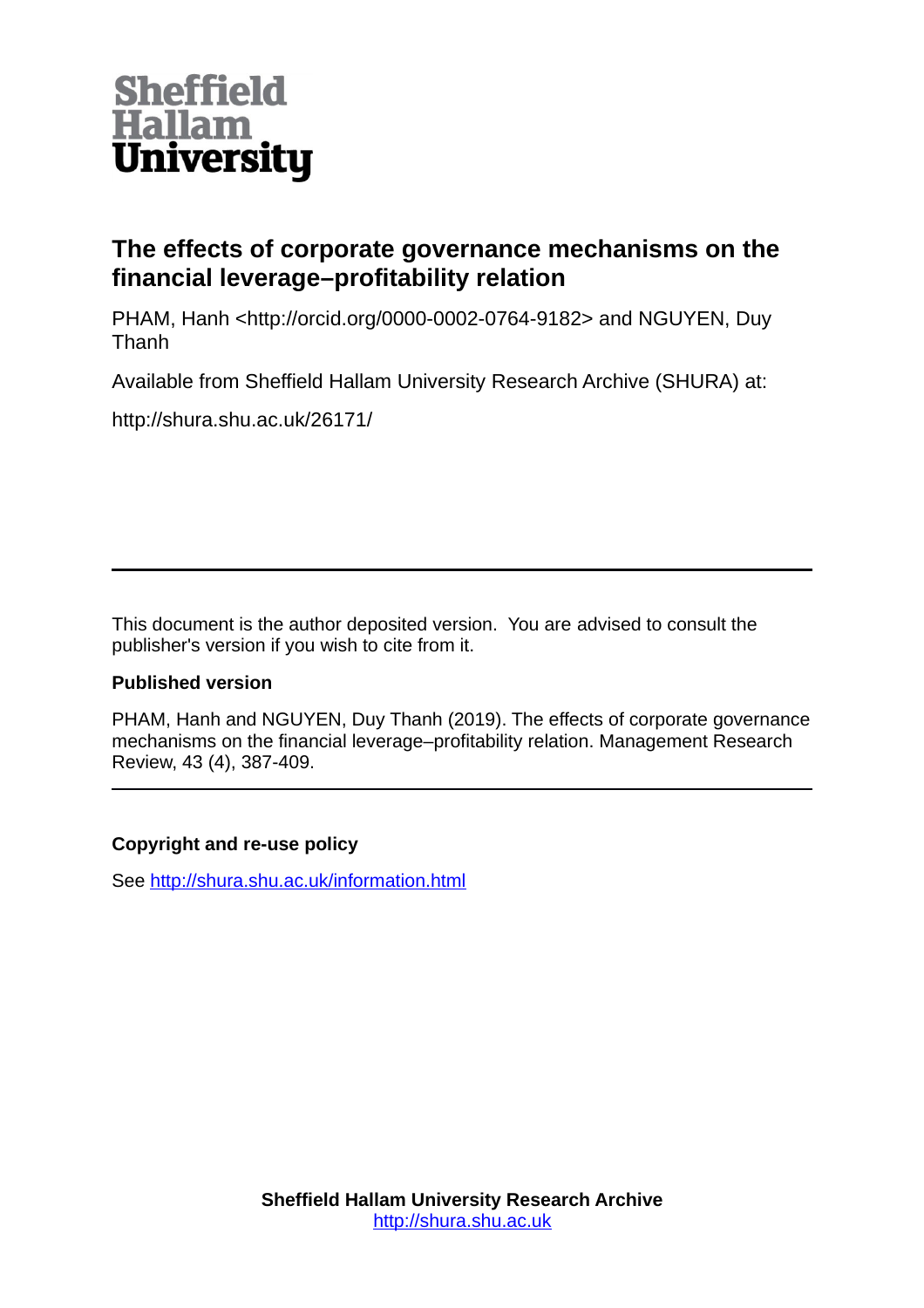# The effects of corporate governance mechanisms on the financial leverage–profitability relation

PHAM, Hanh <http://orcid.org/0000-0002-0764-9182> and NGUYEN, Duy Thanh

Available from Sheffield Hallam University Research Archive (SHURA) at:

http://shura.shu.ac.uk/26171/

---

This document is the author deposited version. You are advised to consult the publisher's version if you wish to cite from it.

### Published version

PHAM, Hanh and NGUYEN, Duy Thanh (2019). The effects of corporate governance mechanisms on the financial leverage–profitability relation. Management Research Review, 43 (4), 387-409.

---

### Copyright and re-use policy

See http://shura.shu.ac.uk/information.html

**Sheffield Hallam University Research Archive**
http://shura.shu.ac.uk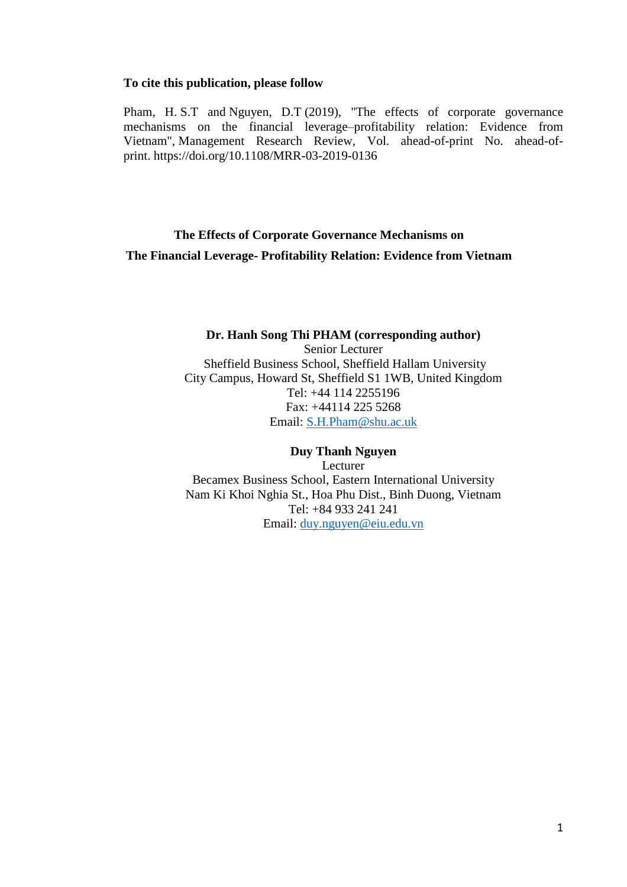**To cite this publication, please follow**

Pham, H. S.T and Nguyen, D.T (2019), "The effects of corporate governance mechanisms on the financial leverage–profitability relation: Evidence from Vietnam", Management Research Review, Vol. ahead-of-print No. ahead-of-print. https://doi.org/10.1108/MRR-03-2019-0136

# The Effects of Corporate Governance Mechanisms on The Financial Leverage- Profitability Relation: Evidence from Vietnam

**Dr. Hanh Song Thi PHAM (corresponding author)**
Senior Lecturer
Sheffield Business School, Sheffield Hallam University
City Campus, Howard St, Sheffield S1 1WB, United Kingdom
Tel: +44 114 2255196
Fax: +44114 225 5268
Email: S.H.Pham@shu.ac.uk

**Duy Thanh Nguyen**
Lecturer
Becamex Business School, Eastern International University
Nam Ki Khoi Nghia St., Hoa Phu Dist., Binh Duong, Vietnam
Tel: +84 933 241 241
Email: duy.nguyen@eiu.edu.vn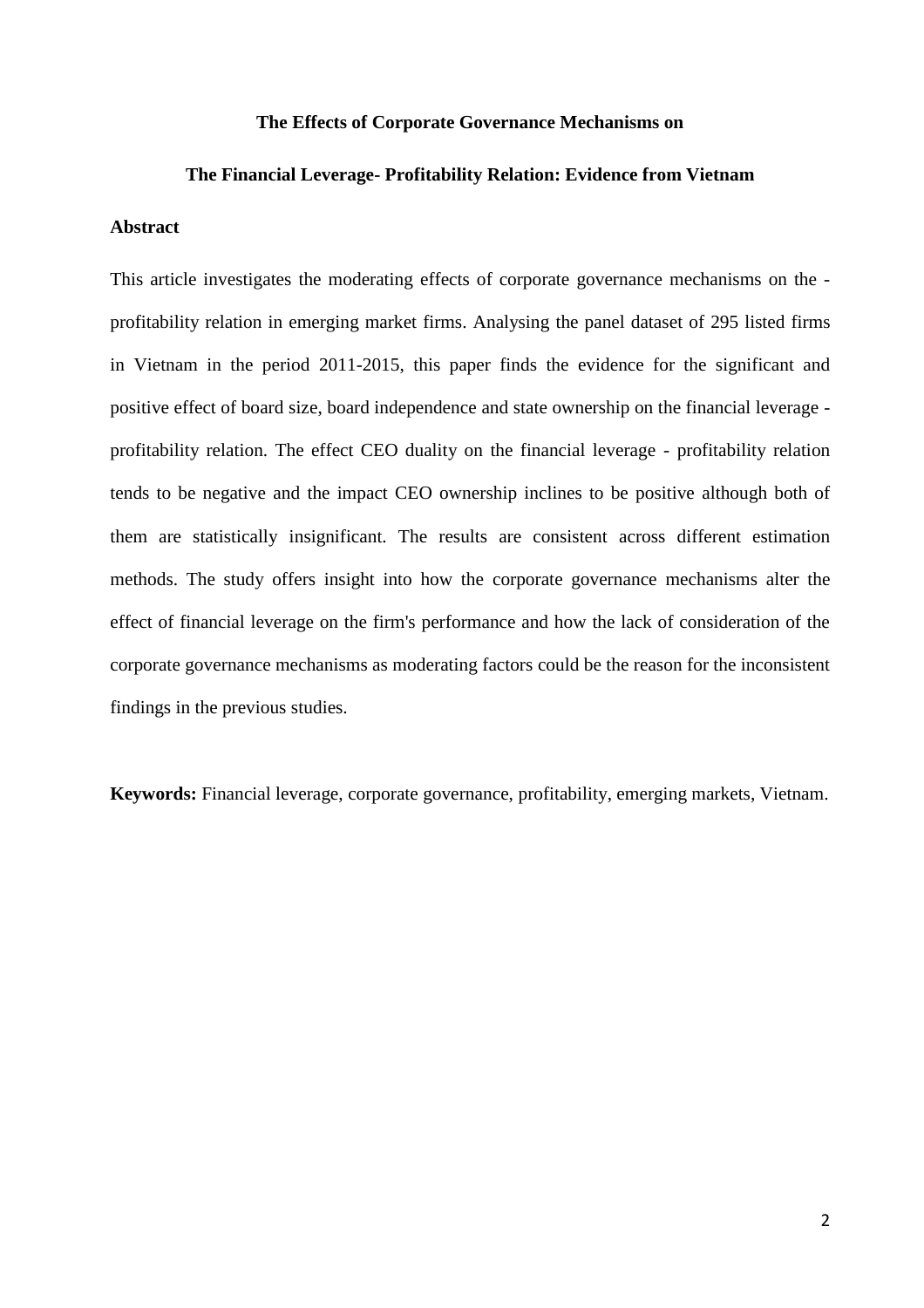**The Effects of Corporate Governance Mechanisms on**

**The Financial Leverage- Profitability Relation: Evidence from Vietnam**

**Abstract**

This article investigates the moderating effects of corporate governance mechanisms on the - profitability relation in emerging market firms. Analysing the panel dataset of 295 listed firms in Vietnam in the period 2011-2015, this paper finds the evidence for the significant and positive effect of board size, board independence and state ownership on the financial leverage - profitability relation. The effect CEO duality on the financial leverage - profitability relation tends to be negative and the impact CEO ownership inclines to be positive although both of them are statistically insignificant. The results are consistent across different estimation methods. The study offers insight into how the corporate governance mechanisms alter the effect of financial leverage on the firm's performance and how the lack of consideration of the corporate governance mechanisms as moderating factors could be the reason for the inconsistent findings in the previous studies.

**Keywords:** Financial leverage, corporate governance, profitability, emerging markets, Vietnam.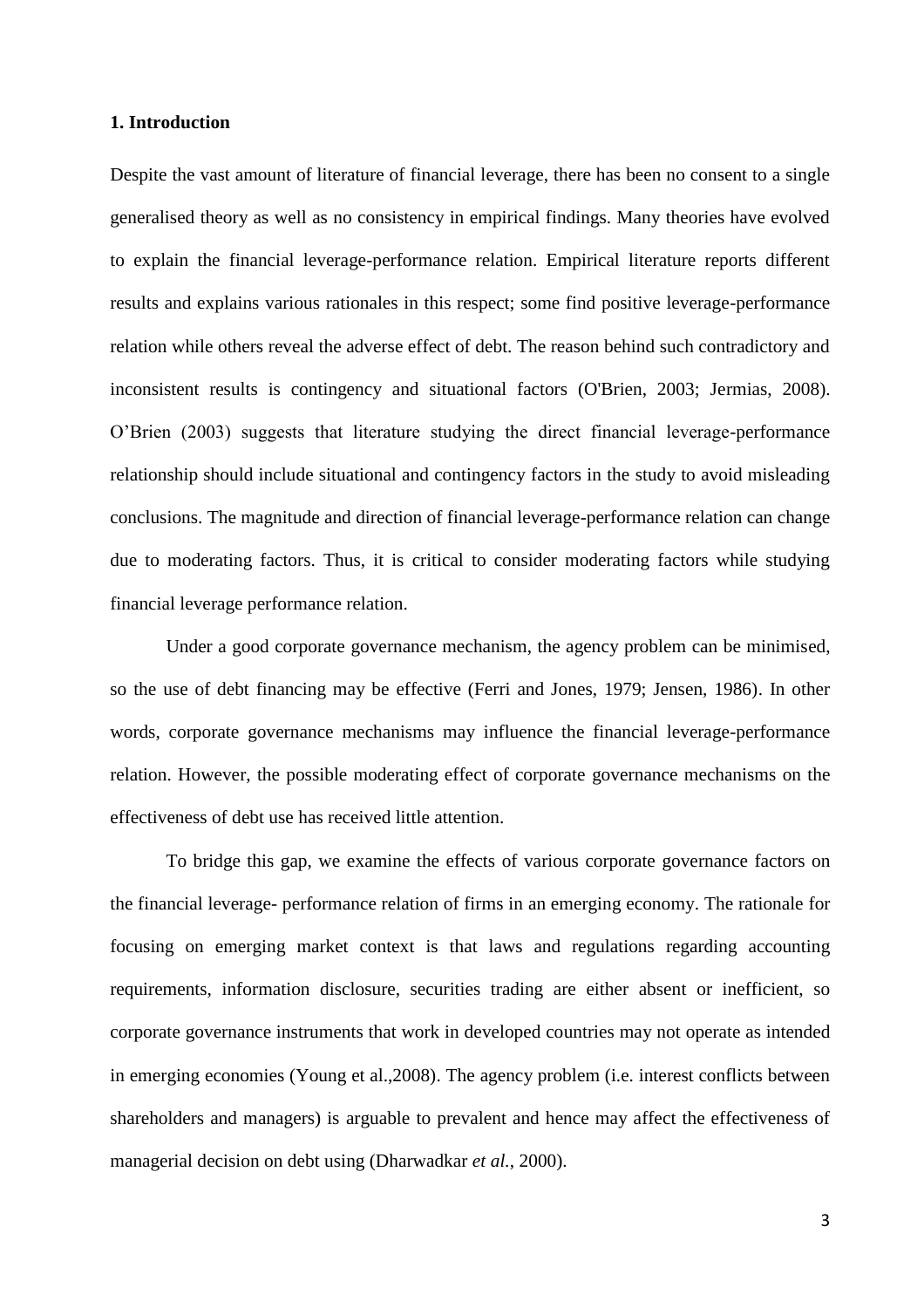**1. Introduction**

Despite the vast amount of literature of financial leverage, there has been no consent to a single generalised theory as well as no consistency in empirical findings. Many theories have evolved to explain the financial leverage-performance relation. Empirical literature reports different results and explains various rationales in this respect; some find positive leverage-performance relation while others reveal the adverse effect of debt. The reason behind such contradictory and inconsistent results is contingency and situational factors (O'Brien, 2003; Jermias, 2008). O'Brien (2003) suggests that literature studying the direct financial leverage-performance relationship should include situational and contingency factors in the study to avoid misleading conclusions. The magnitude and direction of financial leverage-performance relation can change due to moderating factors. Thus, it is critical to consider moderating factors while studying financial leverage performance relation.

Under a good corporate governance mechanism, the agency problem can be minimised, so the use of debt financing may be effective (Ferri and Jones, 1979; Jensen, 1986). In other words, corporate governance mechanisms may influence the financial leverage-performance relation. However, the possible moderating effect of corporate governance mechanisms on the effectiveness of debt use has received little attention.

To bridge this gap, we examine the effects of various corporate governance factors on the financial leverage- performance relation of firms in an emerging economy. The rationale for focusing on emerging market context is that laws and regulations regarding accounting requirements, information disclosure, securities trading are either absent or inefficient, so corporate governance instruments that work in developed countries may not operate as intended in emerging economies (Young et al.,2008). The agency problem (i.e. interest conflicts between shareholders and managers) is arguable to prevalent and hence may affect the effectiveness of managerial decision on debt using (Dharwadkar *et al.*, 2000).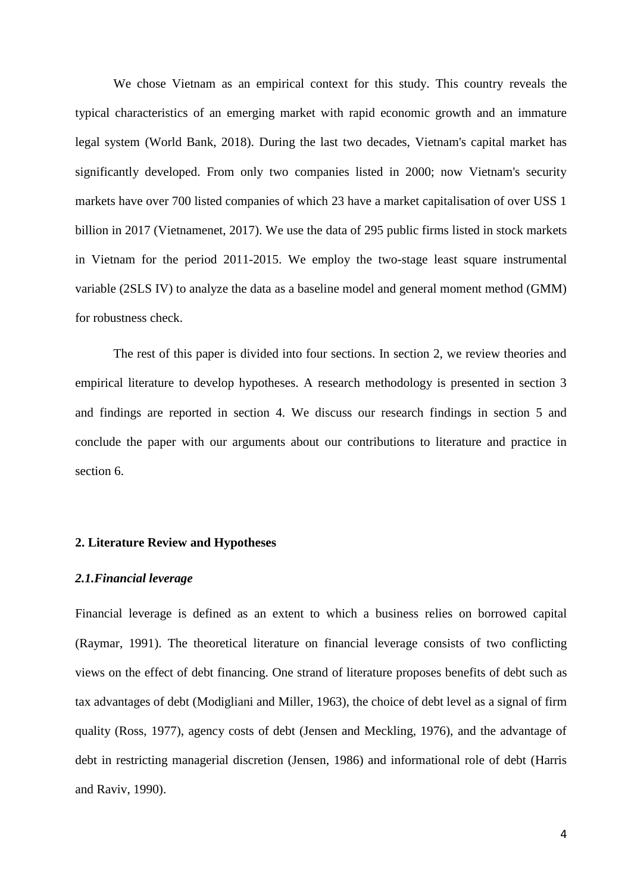We chose Vietnam as an empirical context for this study. This country reveals the typical characteristics of an emerging market with rapid economic growth and an immature legal system (World Bank, 2018). During the last two decades, Vietnam's capital market has significantly developed. From only two companies listed in 2000; now Vietnam's security markets have over 700 listed companies of which 23 have a market capitalisation of over USS 1 billion in 2017 (Vietnamenet, 2017). We use the data of 295 public firms listed in stock markets in Vietnam for the period 2011-2015. We employ the two-stage least square instrumental variable (2SLS IV) to analyze the data as a baseline model and general moment method (GMM) for robustness check.

The rest of this paper is divided into four sections. In section 2, we review theories and empirical literature to develop hypotheses. A research methodology is presented in section 3 and findings are reported in section 4. We discuss our research findings in section 5 and conclude the paper with our arguments about our contributions to literature and practice in section 6.

## 2. Literature Review and Hypotheses

### *2.1.Financial leverage*

Financial leverage is defined as an extent to which a business relies on borrowed capital (Raymar, 1991). The theoretical literature on financial leverage consists of two conflicting views on the effect of debt financing. One strand of literature proposes benefits of debt such as tax advantages of debt (Modigliani and Miller, 1963), the choice of debt level as a signal of firm quality (Ross, 1977), agency costs of debt (Jensen and Meckling, 1976), and the advantage of debt in restricting managerial discretion (Jensen, 1986) and informational role of debt (Harris and Raviv, 1990).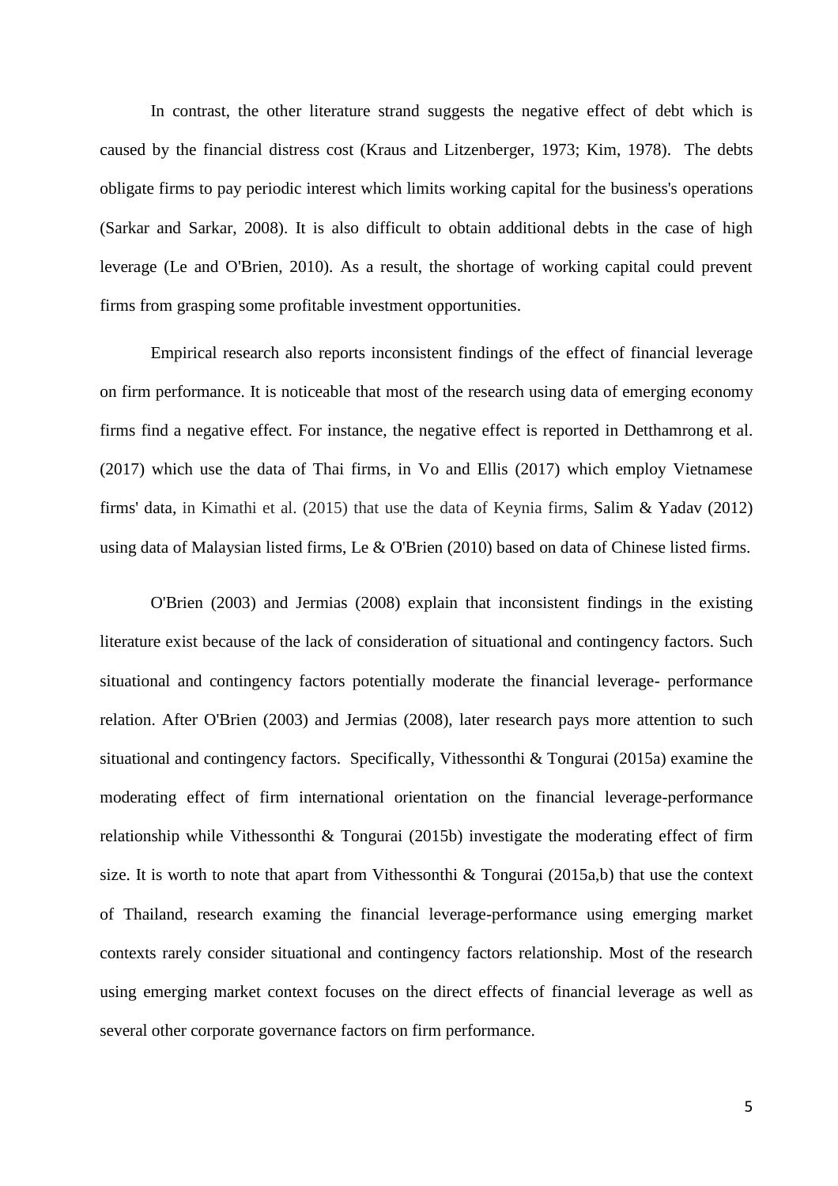In contrast, the other literature strand suggests the negative effect of debt which is caused by the financial distress cost (Kraus and Litzenberger, 1973; Kim, 1978). The debts obligate firms to pay periodic interest which limits working capital for the business's operations (Sarkar and Sarkar, 2008). It is also difficult to obtain additional debts in the case of high leverage (Le and O'Brien, 2010). As a result, the shortage of working capital could prevent firms from grasping some profitable investment opportunities.

Empirical research also reports inconsistent findings of the effect of financial leverage on firm performance. It is noticeable that most of the research using data of emerging economy firms find a negative effect. For instance, the negative effect is reported in Detthamrong et al. (2017) which use the data of Thai firms, in Vo and Ellis (2017) which employ Vietnamese firms' data, in Kimathi et al. (2015) that use the data of Keynia firms, Salim & Yadav (2012) using data of Malaysian listed firms, Le & O'Brien (2010) based on data of Chinese listed firms.

O'Brien (2003) and Jermias (2008) explain that inconsistent findings in the existing literature exist because of the lack of consideration of situational and contingency factors. Such situational and contingency factors potentially moderate the financial leverage- performance relation. After O'Brien (2003) and Jermias (2008), later research pays more attention to such situational and contingency factors. Specifically, Vithessonthi & Tongurai (2015a) examine the moderating effect of firm international orientation on the financial leverage-performance relationship while Vithessonthi & Tongurai (2015b) investigate the moderating effect of firm size. It is worth to note that apart from Vithessonthi & Tongurai (2015a,b) that use the context of Thailand, research examing the financial leverage-performance using emerging market contexts rarely consider situational and contingency factors relationship. Most of the research using emerging market context focuses on the direct effects of financial leverage as well as several other corporate governance factors on firm performance.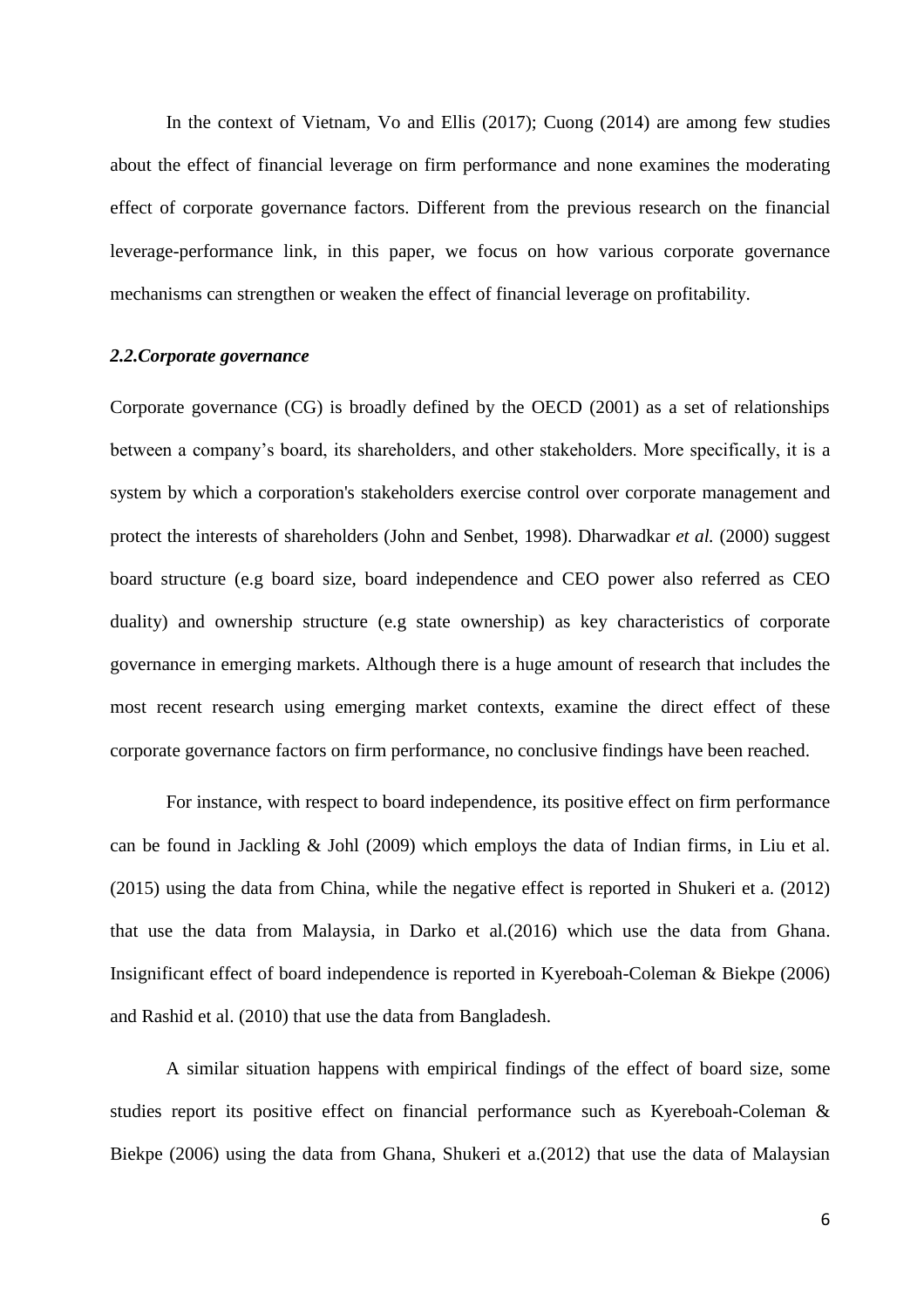In the context of Vietnam, Vo and Ellis (2017); Cuong (2014) are among few studies about the effect of financial leverage on firm performance and none examines the moderating effect of corporate governance factors. Different from the previous research on the financial leverage-performance link, in this paper, we focus on how various corporate governance mechanisms can strengthen or weaken the effect of financial leverage on profitability.

### *2.2.Corporate governance*

Corporate governance (CG) is broadly defined by the OECD (2001) as a set of relationships between a company's board, its shareholders, and other stakeholders. More specifically, it is a system by which a corporation's stakeholders exercise control over corporate management and protect the interests of shareholders (John and Senbet, 1998). Dharwadkar *et al.* (2000) suggest board structure (e.g board size, board independence and CEO power also referred as CEO duality) and ownership structure (e.g state ownership) as key characteristics of corporate governance in emerging markets. Although there is a huge amount of research that includes the most recent research using emerging market contexts, examine the direct effect of these corporate governance factors on firm performance, no conclusive findings have been reached.

For instance, with respect to board independence, its positive effect on firm performance can be found in Jackling & Johl (2009) which employs the data of Indian firms, in Liu et al. (2015) using the data from China, while the negative effect is reported in Shukeri et a. (2012) that use the data from Malaysia, in Darko et al.(2016) which use the data from Ghana. Insignificant effect of board independence is reported in Kyereboah-Coleman & Biekpe (2006) and Rashid et al. (2010) that use the data from Bangladesh.

A similar situation happens with empirical findings of the effect of board size, some studies report its positive effect on financial performance such as Kyereboah-Coleman & Biekpe (2006) using the data from Ghana, Shukeri et a.(2012) that use the data of Malaysian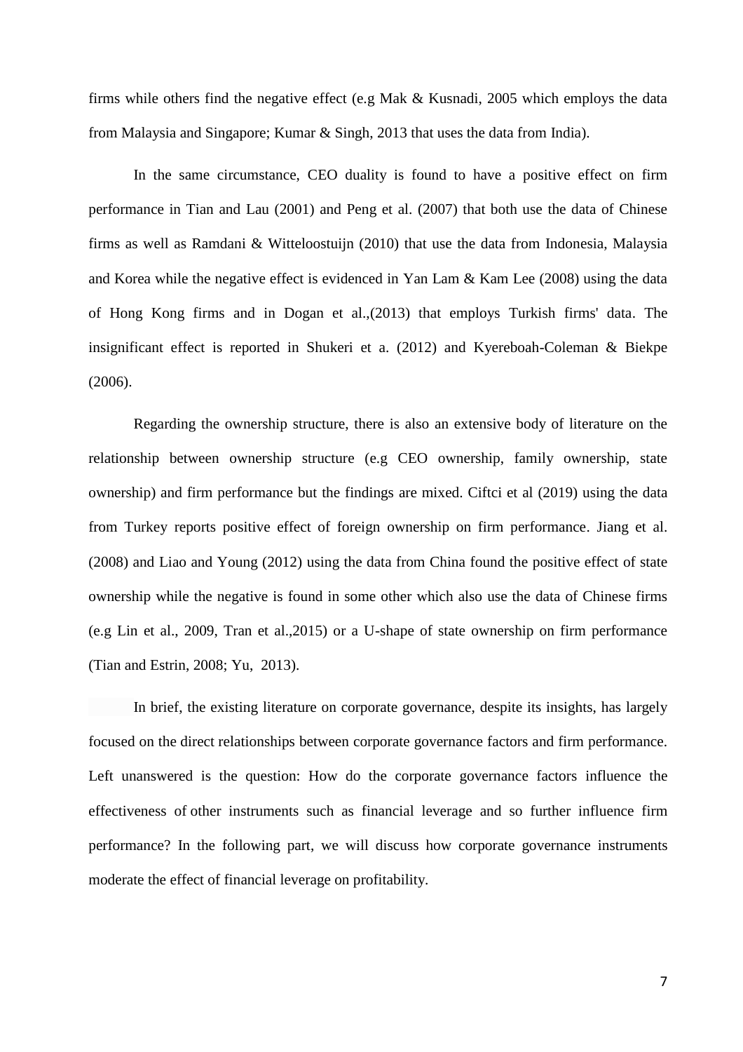firms while others find the negative effect (e.g Mak & Kusnadi, 2005 which employs the data from Malaysia and Singapore; Kumar & Singh, 2013 that uses the data from India).

In the same circumstance, CEO duality is found to have a positive effect on firm performance in Tian and Lau (2001) and Peng et al. (2007) that both use the data of Chinese firms as well as Ramdani & Witteloostuijn (2010) that use the data from Indonesia, Malaysia and Korea while the negative effect is evidenced in Yan Lam & Kam Lee (2008) using the data of Hong Kong firms and in Dogan et al.,(2013) that employs Turkish firms' data. The insignificant effect is reported in Shukeri et a. (2012) and Kyereboah-Coleman & Biekpe (2006).

Regarding the ownership structure, there is also an extensive body of literature on the relationship between ownership structure (e.g CEO ownership, family ownership, state ownership) and firm performance but the findings are mixed. Ciftci et al (2019) using the data from Turkey reports positive effect of foreign ownership on firm performance. Jiang et al. (2008) and Liao and Young (2012) using the data from China found the positive effect of state ownership while the negative is found in some other which also use the data of Chinese firms (e.g Lin et al., 2009, Tran et al.,2015) or a U-shape of state ownership on firm performance (Tian and Estrin, 2008; Yu, 2013).

In brief, the existing literature on corporate governance, despite its insights, has largely focused on the direct relationships between corporate governance factors and firm performance. Left unanswered is the question: How do the corporate governance factors influence the effectiveness of other instruments such as financial leverage and so further influence firm performance? In the following part, we will discuss how corporate governance instruments moderate the effect of financial leverage on profitability.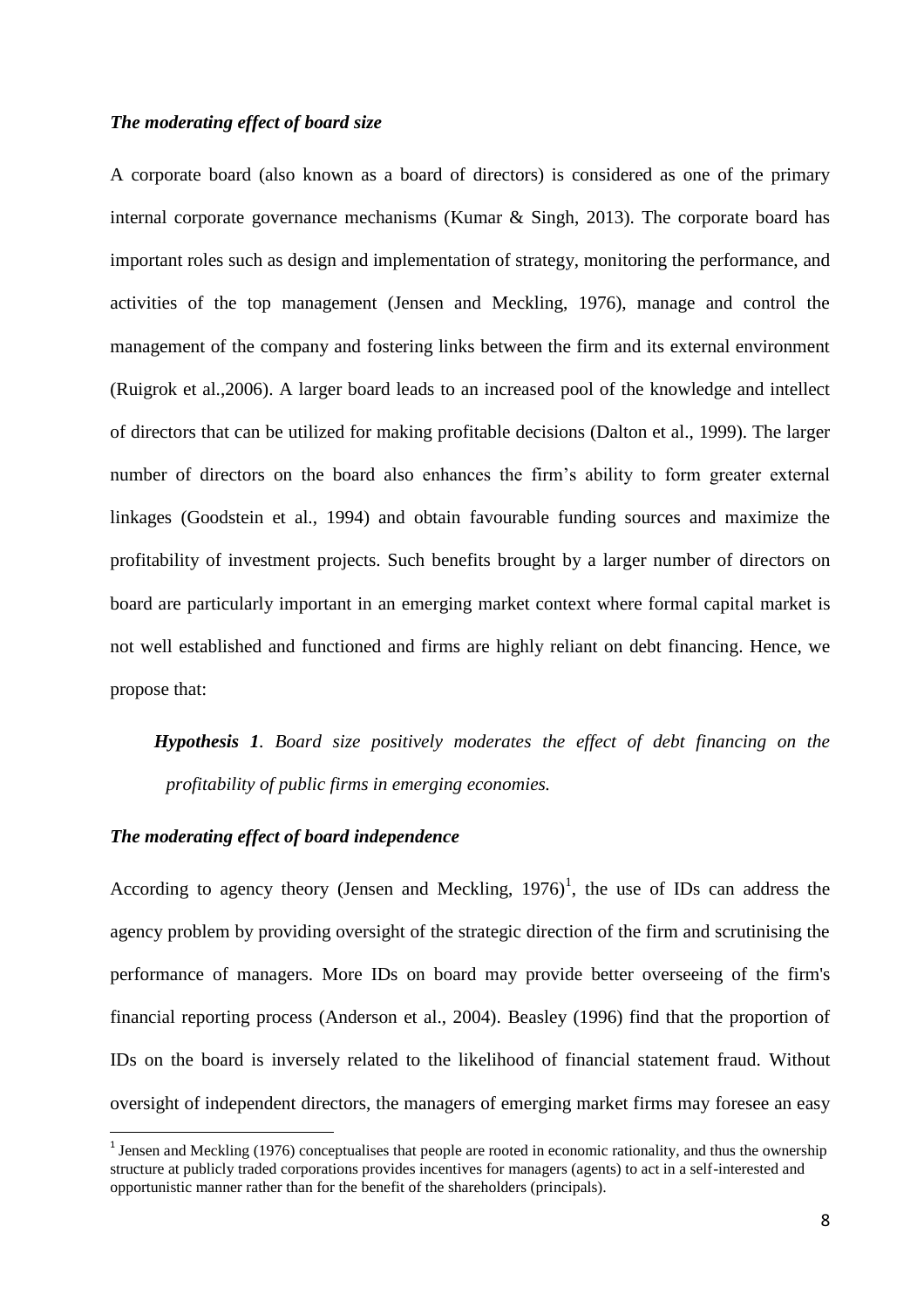### *The moderating effect of board size*

A corporate board (also known as a board of directors) is considered as one of the primary internal corporate governance mechanisms (Kumar & Singh, 2013). The corporate board has important roles such as design and implementation of strategy, monitoring the performance, and activities of the top management (Jensen and Meckling, 1976), manage and control the management of the company and fostering links between the firm and its external environment (Ruigrok et al.,2006). A larger board leads to an increased pool of the knowledge and intellect of directors that can be utilized for making profitable decisions (Dalton et al., 1999). The larger number of directors on the board also enhances the firm's ability to form greater external linkages (Goodstein et al., 1994) and obtain favourable funding sources and maximize the profitability of investment projects. Such benefits brought by a larger number of directors on board are particularly important in an emerging market context where formal capital market is not well established and functioned and firms are highly reliant on debt financing. Hence, we propose that:

> ***Hypothesis 1****. Board size positively moderates the effect of debt financing on the profitability of public firms in emerging economies.*

### *The moderating effect of board independence*

According to agency theory (Jensen and Meckling, 1976)[1], the use of IDs can address the agency problem by providing oversight of the strategic direction of the firm and scrutinising the performance of managers. More IDs on board may provide better overseeing of the firm's financial reporting process (Anderson et al., 2004). Beasley (1996) find that the proportion of IDs on the board is inversely related to the likelihood of financial statement fraud. Without oversight of independent directors, the managers of emerging market firms may foresee an easy

[1] Jensen and Meckling (1976) conceptualises that people are rooted in economic rationality, and thus the ownership structure at publicly traded corporations provides incentives for managers (agents) to act in a self-interested and opportunistic manner rather than for the benefit of the shareholders (principals).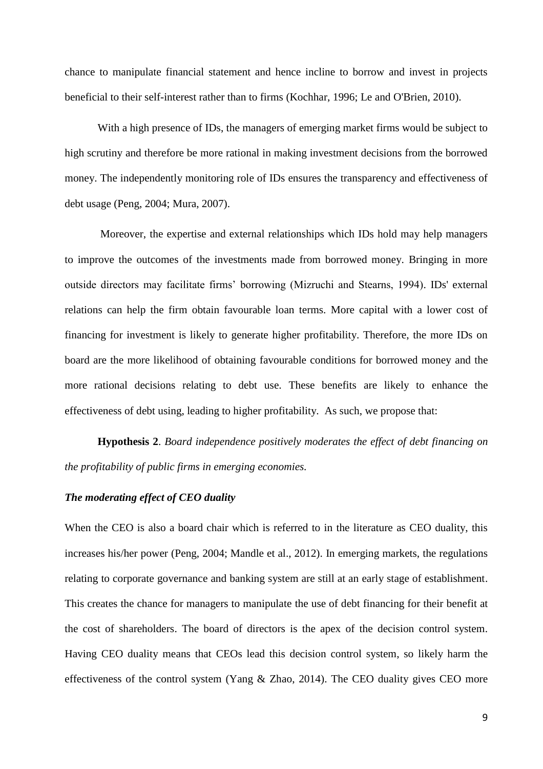chance to manipulate financial statement and hence incline to borrow and invest in projects beneficial to their self-interest rather than to firms (Kochhar, 1996; Le and O'Brien, 2010).

With a high presence of IDs, the managers of emerging market firms would be subject to high scrutiny and therefore be more rational in making investment decisions from the borrowed money. The independently monitoring role of IDs ensures the transparency and effectiveness of debt usage (Peng, 2004; Mura, 2007).

Moreover, the expertise and external relationships which IDs hold may help managers to improve the outcomes of the investments made from borrowed money. Bringing in more outside directors may facilitate firms' borrowing (Mizruchi and Stearns, 1994). IDs' external relations can help the firm obtain favourable loan terms. More capital with a lower cost of financing for investment is likely to generate higher profitability. Therefore, the more IDs on board are the more likelihood of obtaining favourable conditions for borrowed money and the more rational decisions relating to debt use. These benefits are likely to enhance the effectiveness of debt using, leading to higher profitability. As such, we propose that:

**Hypothesis 2**. *Board independence positively moderates the effect of debt financing on the profitability of public firms in emerging economies.*

### *The moderating effect of CEO duality*

When the CEO is also a board chair which is referred to in the literature as CEO duality, this increases his/her power (Peng, 2004; Mandle et al., 2012). In emerging markets, the regulations relating to corporate governance and banking system are still at an early stage of establishment. This creates the chance for managers to manipulate the use of debt financing for their benefit at the cost of shareholders. The board of directors is the apex of the decision control system. Having CEO duality means that CEOs lead this decision control system, so likely harm the effectiveness of the control system (Yang & Zhao, 2014). The CEO duality gives CEO more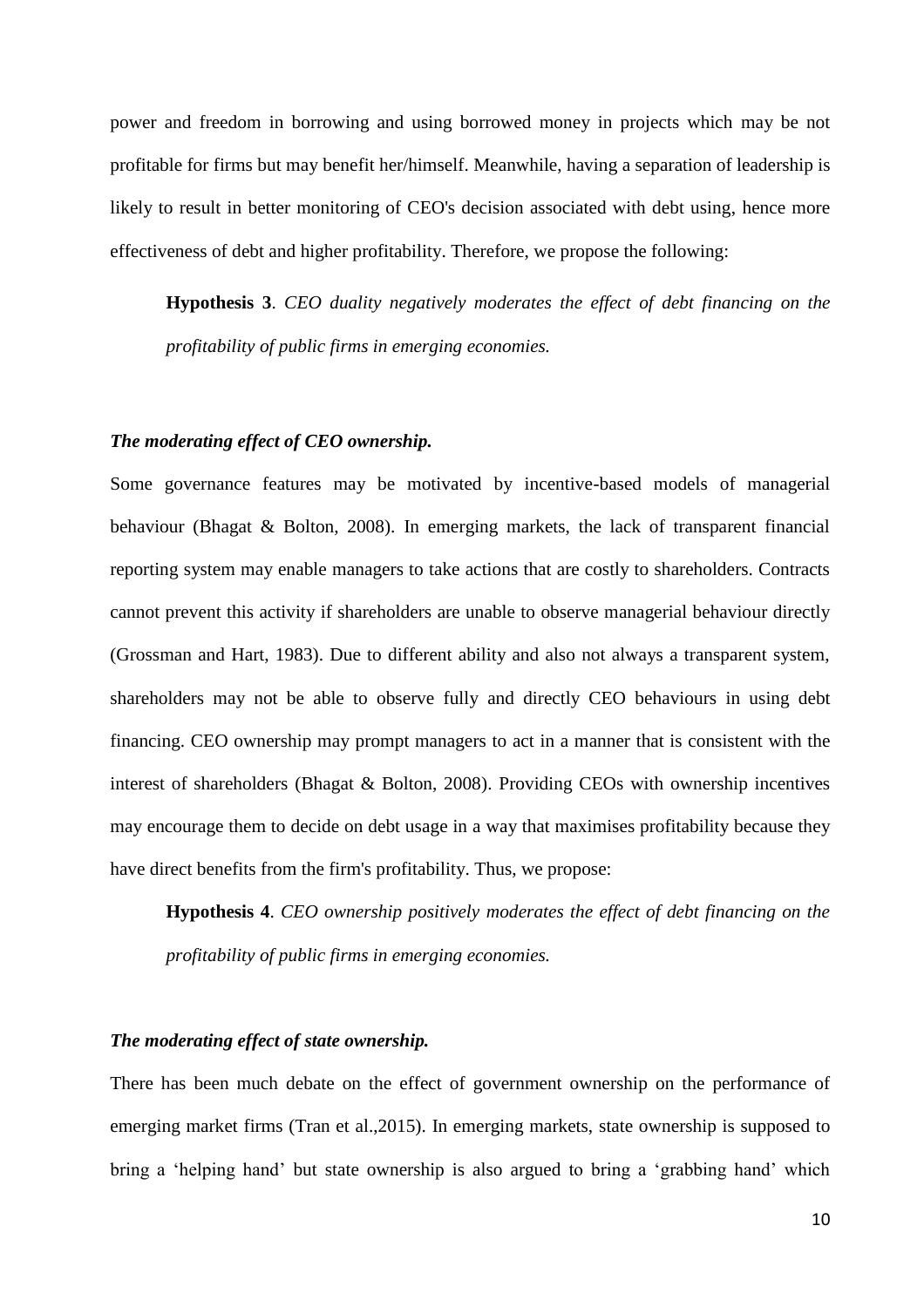power and freedom in borrowing and using borrowed money in projects which may be not profitable for firms but may benefit her/himself. Meanwhile, having a separation of leadership is likely to result in better monitoring of CEO's decision associated with debt using, hence more effectiveness of debt and higher profitability. Therefore, we propose the following:

> **Hypothesis 3**. *CEO duality negatively moderates the effect of debt financing on the profitability of public firms in emerging economies.*

### *The moderating effect of CEO ownership.*

Some governance features may be motivated by incentive-based models of managerial behaviour (Bhagat & Bolton, 2008). In emerging markets, the lack of transparent financial reporting system may enable managers to take actions that are costly to shareholders. Contracts cannot prevent this activity if shareholders are unable to observe managerial behaviour directly (Grossman and Hart, 1983). Due to different ability and also not always a transparent system, shareholders may not be able to observe fully and directly CEO behaviours in using debt financing. CEO ownership may prompt managers to act in a manner that is consistent with the interest of shareholders (Bhagat & Bolton, 2008). Providing CEOs with ownership incentives may encourage them to decide on debt usage in a way that maximises profitability because they have direct benefits from the firm's profitability. Thus, we propose:

> **Hypothesis 4**. *CEO ownership positively moderates the effect of debt financing on the profitability of public firms in emerging economies.*

### *The moderating effect of state ownership.*

There has been much debate on the effect of government ownership on the performance of emerging market firms (Tran et al.,2015). In emerging markets, state ownership is supposed to bring a 'helping hand' but state ownership is also argued to bring a 'grabbing hand' which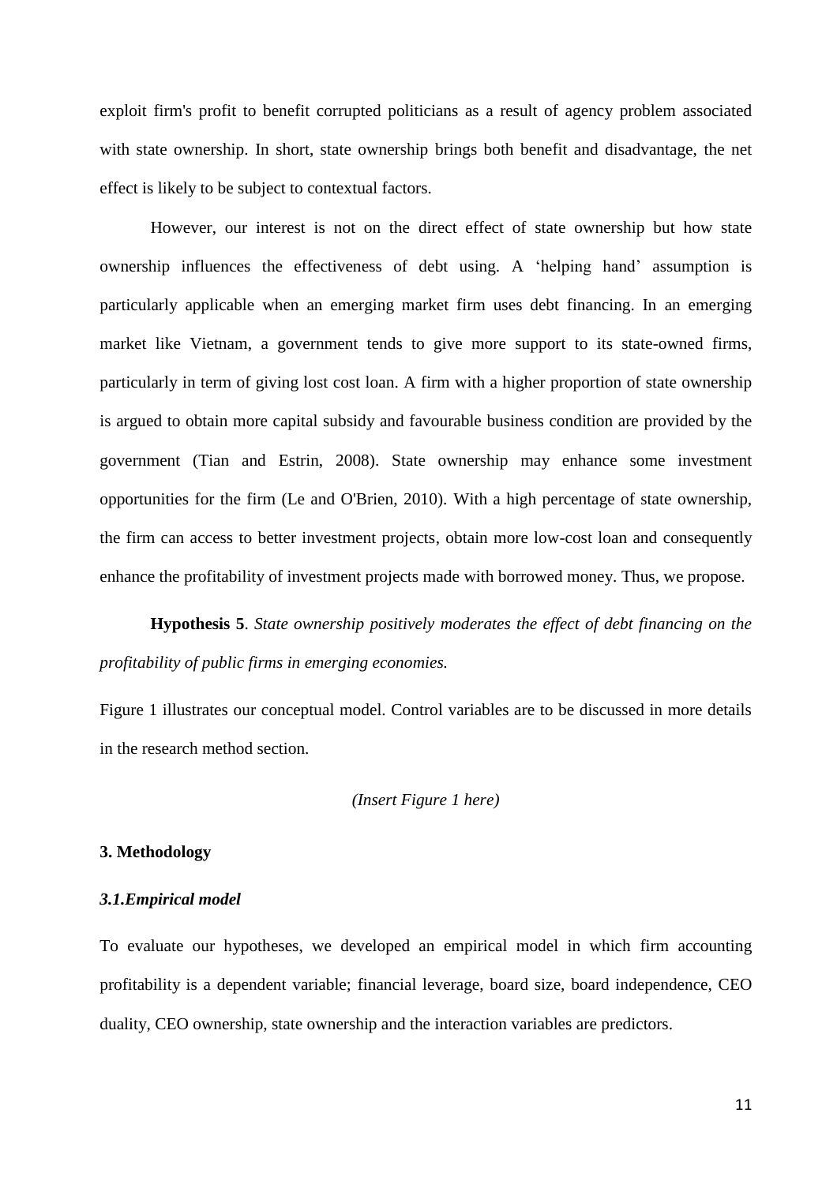exploit firm's profit to benefit corrupted politicians as a result of agency problem associated with state ownership. In short, state ownership brings both benefit and disadvantage, the net effect is likely to be subject to contextual factors.

However, our interest is not on the direct effect of state ownership but how state ownership influences the effectiveness of debt using. A 'helping hand' assumption is particularly applicable when an emerging market firm uses debt financing. In an emerging market like Vietnam, a government tends to give more support to its state-owned firms, particularly in term of giving lost cost loan. A firm with a higher proportion of state ownership is argued to obtain more capital subsidy and favourable business condition are provided by the government (Tian and Estrin, 2008). State ownership may enhance some investment opportunities for the firm (Le and O'Brien, 2010). With a high percentage of state ownership, the firm can access to better investment projects, obtain more low-cost loan and consequently enhance the profitability of investment projects made with borrowed money. Thus, we propose.

**Hypothesis 5**. *State ownership positively moderates the effect of debt financing on the profitability of public firms in emerging economies.*

Figure 1 illustrates our conceptual model. Control variables are to be discussed in more details in the research method section.

*(Insert Figure 1 here)*

## 3. Methodology

### *3.1.Empirical model*

To evaluate our hypotheses, we developed an empirical model in which firm accounting profitability is a dependent variable; financial leverage, board size, board independence, CEO duality, CEO ownership, state ownership and the interaction variables are predictors.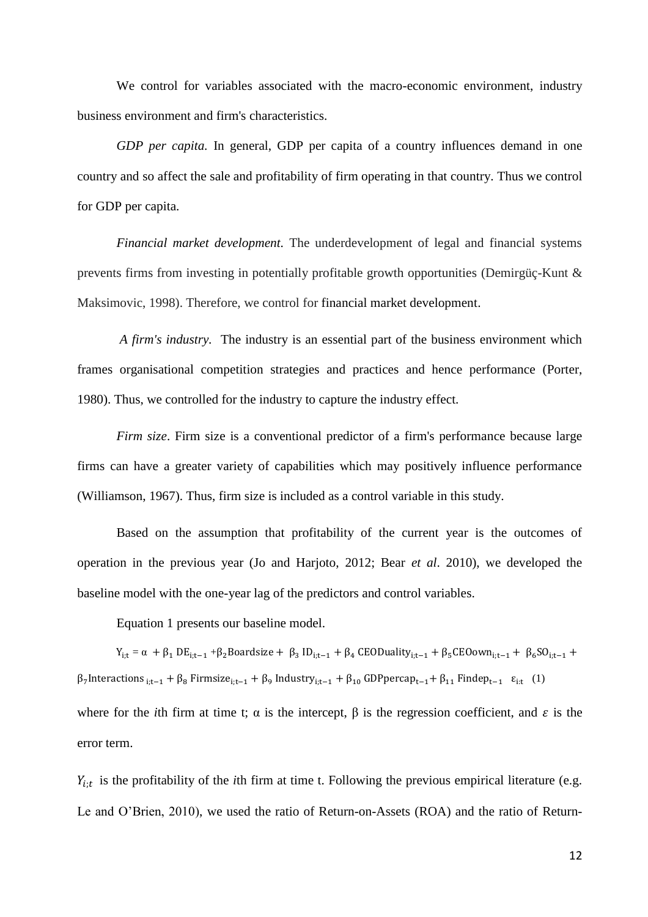We control for variables associated with the macro-economic environment, industry business environment and firm's characteristics.

*GDP per capita.* In general, GDP per capita of a country influences demand in one country and so affect the sale and profitability of firm operating in that country. Thus we control for GDP per capita.

*Financial market development.* The underdevelopment of legal and financial systems prevents firms from investing in potentially profitable growth opportunities (Demirgüç-Kunt & Maksimovic, 1998). Therefore, we control for financial market development.

*A firm's industry.* The industry is an essential part of the business environment which frames organisational competition strategies and practices and hence performance (Porter, 1980). Thus, we controlled for the industry to capture the industry effect.

*Firm size*. Firm size is a conventional predictor of a firm's performance because large firms can have a greater variety of capabilities which may positively influence performance (Williamson, 1967). Thus, firm size is included as a control variable in this study.

Based on the assumption that profitability of the current year is the outcomes of operation in the previous year (Jo and Harjoto, 2012; Bear *et al*. 2010), we developed the baseline model with the one-year lag of the predictors and control variables.

Equation 1 presents our baseline model.

$$Y_{i;t} = \alpha + \beta_1 \, DE_{i;t-1} + \beta_2 \text{Boardsize} + \beta_3 \, ID_{i;t-1} + \beta_4 \, \text{CEODuality}_{i;t-1} + \beta_5 \text{CEOown}_{i;t-1} + \beta_6 SO_{i;t-1} + \beta_7 \text{Interactions}_{\,i;t-1} + \beta_8 \, \text{Firmsize}_{i;t-1} + \beta_9 \, \text{Industry}_{i;t-1} + \beta_{10} \, \text{GDPpercap}_{t-1} + \beta_{11} \, \text{Findep}_{t-1} \quad \varepsilon_{i:t} \quad (1)$$

where for the *i*th firm at time t; α is the intercept, β is the regression coefficient, and $\varepsilon$ is the error term.

$Y_{i;t}$ is the profitability of the *i*th firm at time t. Following the previous empirical literature (e.g. Le and O'Brien, 2010), we used the ratio of Return-on-Assets (ROA) and the ratio of Return-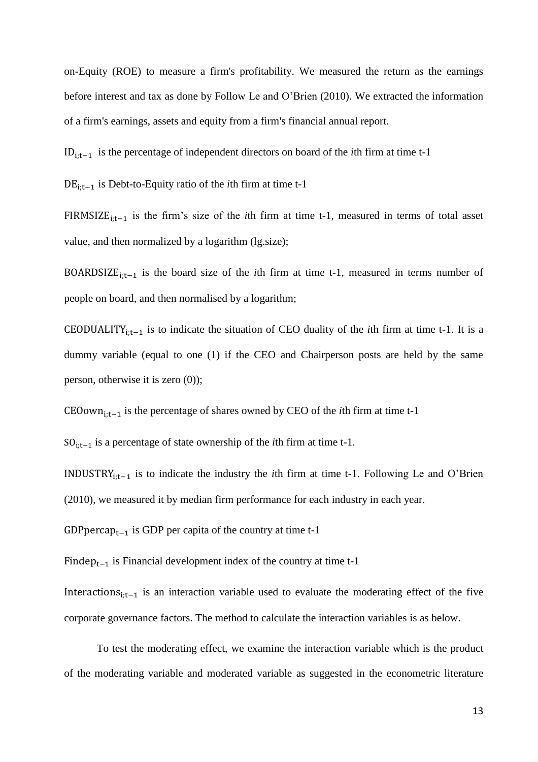on-Equity (ROE) to measure a firm's profitability. We measured the return as the earnings before interest and tax as done by Follow Le and O'Brien (2010). We extracted the information of a firm's earnings, assets and equity from a firm's financial annual report.

$\mathrm{ID}_{i;t-1}$ is the percentage of independent directors on board of the *i*th firm at time t-1

$\mathrm{DE}_{i;t-1}$ is Debt-to-Equity ratio of the *i*th firm at time t-1

$\mathrm{FIRMSIZE}_{i;t-1}$ is the firm's size of the *i*th firm at time t-1, measured in terms of total asset value, and then normalized by a logarithm (lg.size);

$\mathrm{BOARDSIZE}_{i;t-1}$ is the board size of the *i*th firm at time t-1, measured in terms number of people on board, and then normalised by a logarithm;

$\mathrm{CEODUALITY}_{i;t-1}$ is to indicate the situation of CEO duality of the *i*th firm at time t-1. It is a dummy variable (equal to one (1) if the CEO and Chairperson posts are held by the same person, otherwise it is zero (0));

$\mathrm{CEOown}_{i;t-1}$ is the percentage of shares owned by CEO of the *i*th firm at time t-1

$\mathrm{SO}_{i;t-1}$ is a percentage of state ownership of the *i*th firm at time t-1.

$\mathrm{INDUSTRY}_{i;t-1}$ is to indicate the industry the *i*th firm at time t-1. Following Le and O'Brien (2010), we measured it by median firm performance for each industry in each year.

$\mathrm{GDPpercap}_{t-1}$ is GDP per capita of the country at time t-1

$\mathrm{Findep}_{t-1}$ is Financial development index of the country at time t-1

$\mathrm{Interactions}_{i;t-1}$ is an interaction variable used to evaluate the moderating effect of the five corporate governance factors. The method to calculate the interaction variables is as below.

To test the moderating effect, we examine the interaction variable which is the product of the moderating variable and moderated variable as suggested in the econometric literature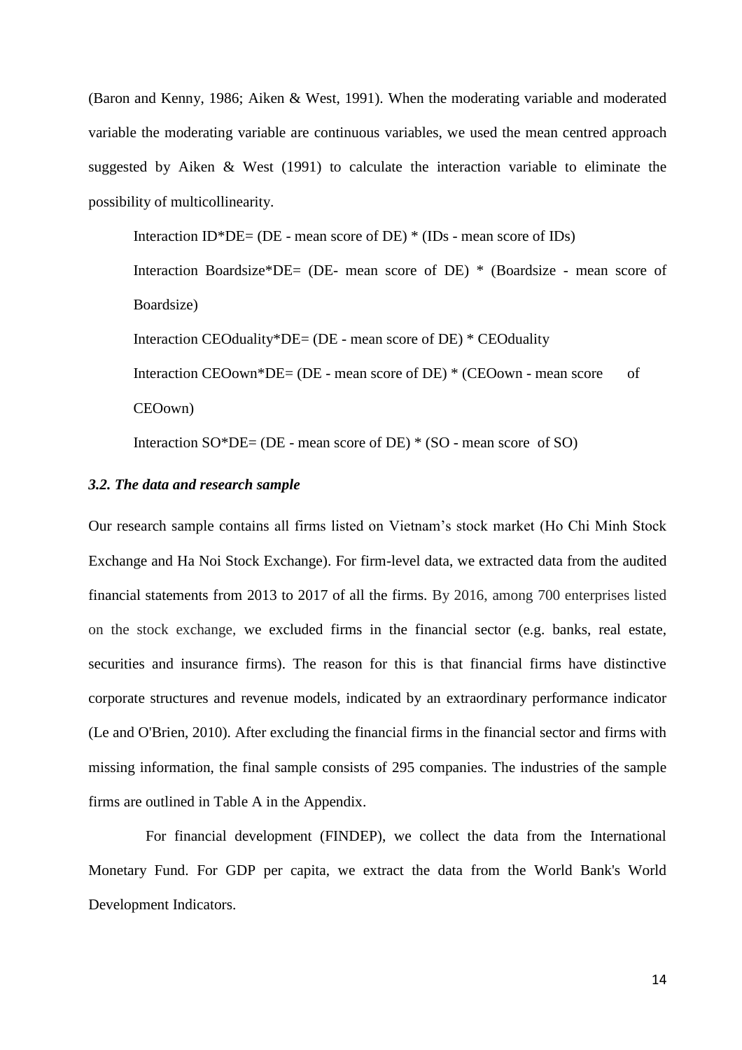(Baron and Kenny, 1986; Aiken & West, 1991). When the moderating variable and moderated variable the moderating variable are continuous variables, we used the mean centred approach suggested by Aiken & West (1991) to calculate the interaction variable to eliminate the possibility of multicollinearity.

Interaction ID*DE= (DE - mean score of DE) * (IDs - mean score of IDs)

Interaction Boardsize*DE= (DE- mean score of DE) * (Boardsize - mean score of Boardsize)

Interaction CEOduality*DE= (DE - mean score of DE) * CEOduality

Interaction CEOown*DE= (DE - mean score of DE) * (CEOown - mean score of CEOown)

Interaction SO*DE= (DE - mean score of DE) * (SO - mean score of SO)

### *3.2. The data and research sample*

Our research sample contains all firms listed on Vietnam's stock market (Ho Chi Minh Stock Exchange and Ha Noi Stock Exchange). For firm-level data, we extracted data from the audited financial statements from 2013 to 2017 of all the firms. By 2016, among 700 enterprises listed on the stock exchange, we excluded firms in the financial sector (e.g. banks, real estate, securities and insurance firms). The reason for this is that financial firms have distinctive corporate structures and revenue models, indicated by an extraordinary performance indicator (Le and O'Brien, 2010). After excluding the financial firms in the financial sector and firms with missing information, the final sample consists of 295 companies. The industries of the sample firms are outlined in Table A in the Appendix.

For financial development (FINDEP), we collect the data from the International Monetary Fund. For GDP per capita, we extract the data from the World Bank's World Development Indicators.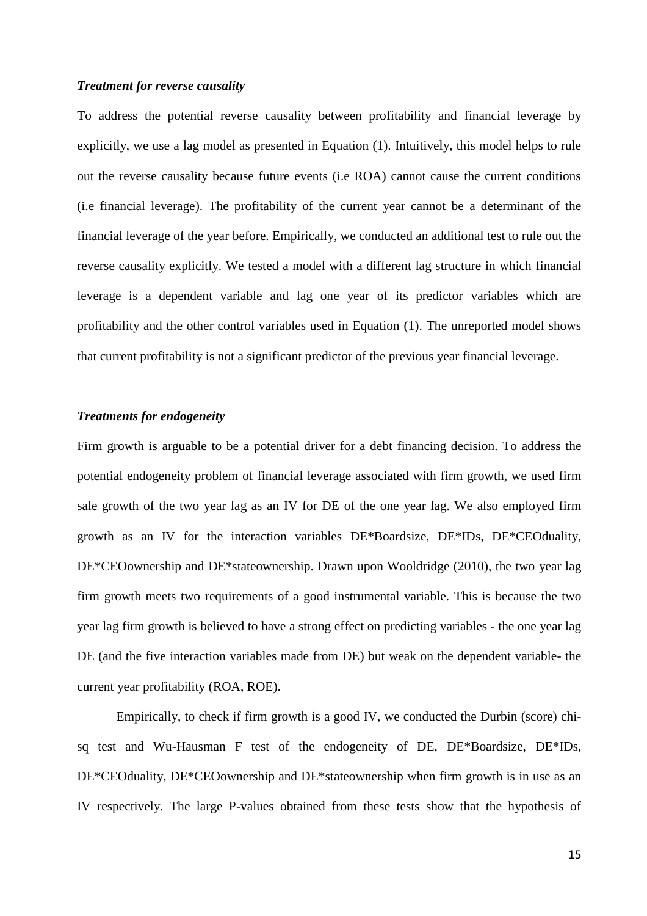### *Treatment for reverse causality*

To address the potential reverse causality between profitability and financial leverage by explicitly, we use a lag model as presented in Equation (1). Intuitively, this model helps to rule out the reverse causality because future events (i.e ROA) cannot cause the current conditions (i.e financial leverage). The profitability of the current year cannot be a determinant of the financial leverage of the year before. Empirically, we conducted an additional test to rule out the reverse causality explicitly. We tested a model with a different lag structure in which financial leverage is a dependent variable and lag one year of its predictor variables which are profitability and the other control variables used in Equation (1). The unreported model shows that current profitability is not a significant predictor of the previous year financial leverage.

### *Treatments for endogeneity*

Firm growth is arguable to be a potential driver for a debt financing decision. To address the potential endogeneity problem of financial leverage associated with firm growth, we used firm sale growth of the two year lag as an IV for DE of the one year lag. We also employed firm growth as an IV for the interaction variables DE*Boardsize, DE*IDs, DE*CEOduality, DE*CEOownership and DE*stateownership. Drawn upon Wooldridge (2010), the two year lag firm growth meets two requirements of a good instrumental variable. This is because the two year lag firm growth is believed to have a strong effect on predicting variables - the one year lag DE (and the five interaction variables made from DE) but weak on the dependent variable- the current year profitability (ROA, ROE).

Empirically, to check if firm growth is a good IV, we conducted the Durbin (score) chi-sq test and Wu-Hausman F test of the endogeneity of DE, DE*Boardsize, DE*IDs, DE*CEOduality, DE*CEOownership and DE*stateownership when firm growth is in use as an IV respectively. The large P-values obtained from these tests show that the hypothesis of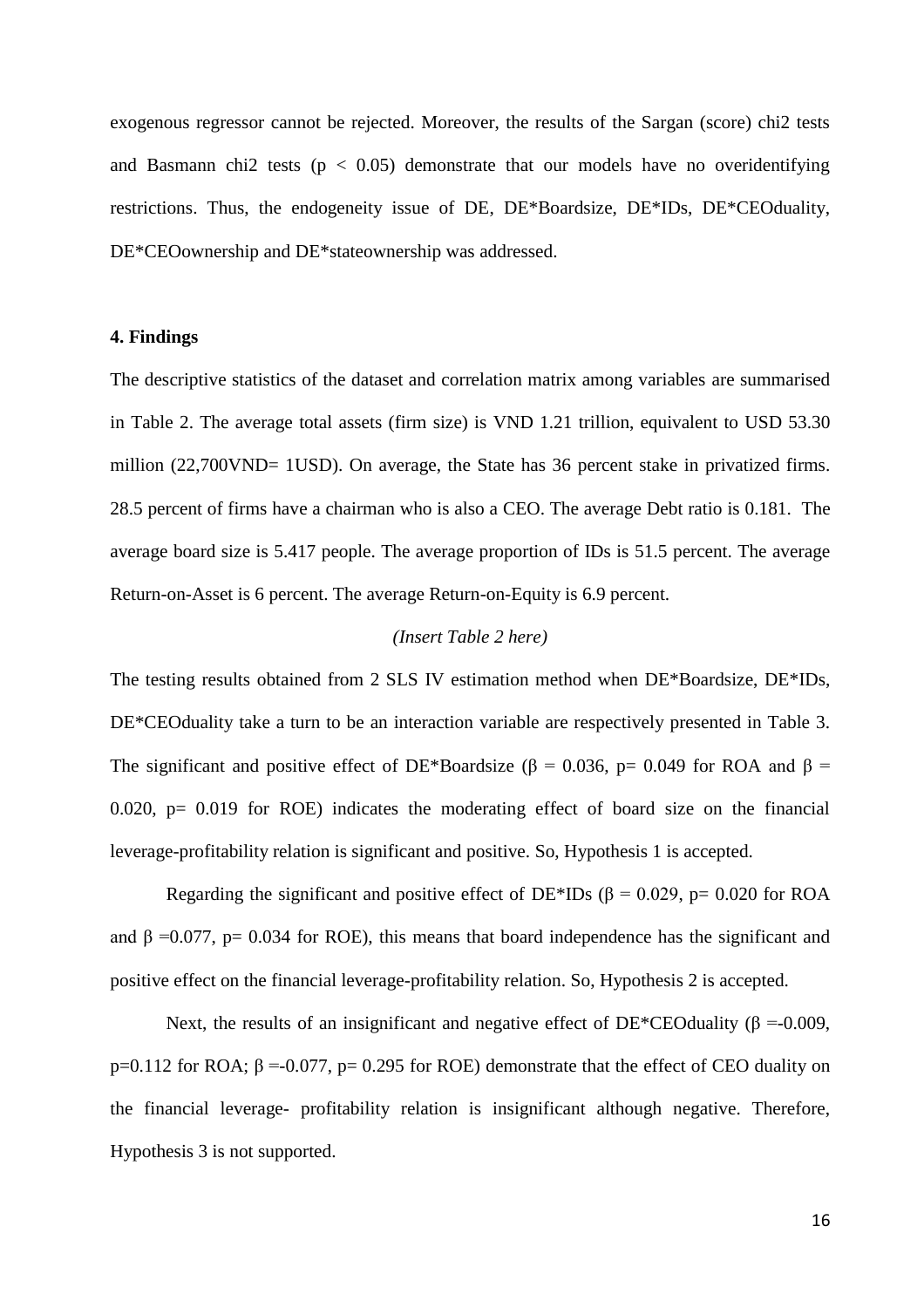exogenous regressor cannot be rejected. Moreover, the results of the Sargan (score) chi2 tests and Basmann chi2 tests ($p < 0.05$) demonstrate that our models have no overidentifying restrictions. Thus, the endogeneity issue of DE, DE*Boardsize, DE*IDs, DE*CEOduality, DE*CEOownership and DE*stateownership was addressed.

## 4. Findings

The descriptive statistics of the dataset and correlation matrix among variables are summarised in Table 2. The average total assets (firm size) is VND 1.21 trillion, equivalent to USD 53.30 million (22,700VND= 1USD). On average, the State has 36 percent stake in privatized firms. 28.5 percent of firms have a chairman who is also a CEO. The average Debt ratio is 0.181. The average board size is 5.417 people. The average proportion of IDs is 51.5 percent. The average Return-on-Asset is 6 percent. The average Return-on-Equity is 6.9 percent.

*(Insert Table 2 here)*

The testing results obtained from 2 SLS IV estimation method when DE*Boardsize, DE*IDs, DE*CEOduality take a turn to be an interaction variable are respectively presented in Table 3. The significant and positive effect of DE*Boardsize ($\beta$ = 0.036, p= 0.049 for ROA and $\beta$ = 0.020, p= 0.019 for ROE) indicates the moderating effect of board size on the financial leverage-profitability relation is significant and positive. So, Hypothesis 1 is accepted.

Regarding the significant and positive effect of DE*IDs ($\beta$ = 0.029, p= 0.020 for ROA and $\beta$ =0.077, p= 0.034 for ROE), this means that board independence has the significant and positive effect on the financial leverage-profitability relation. So, Hypothesis 2 is accepted.

Next, the results of an insignificant and negative effect of DE*CEOduality ($\beta$ =-0.009, p=0.112 for ROA; $\beta$ =-0.077, p= 0.295 for ROE) demonstrate that the effect of CEO duality on the financial leverage- profitability relation is insignificant although negative. Therefore, Hypothesis 3 is not supported.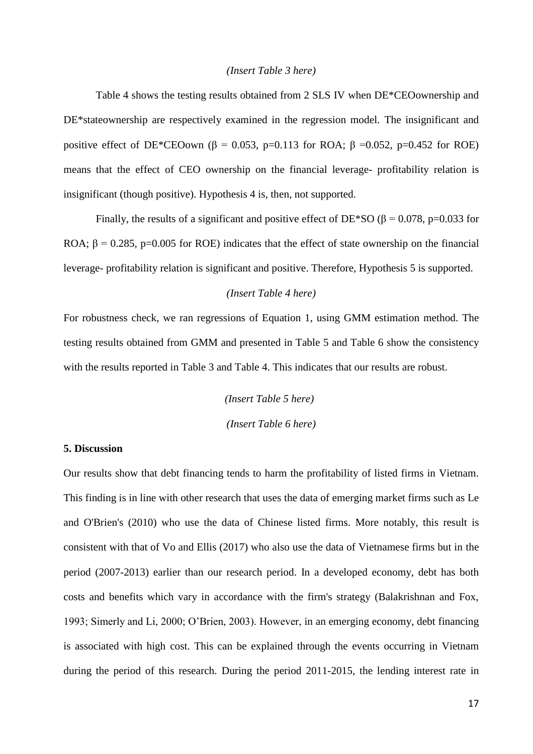*(Insert Table 3 here)*

Table 4 shows the testing results obtained from 2 SLS IV when DE*CEOownership and DE*stateownership are respectively examined in the regression model. The insignificant and positive effect of DE*CEOown ($\beta$ = 0.053, p=0.113 for ROA; $\beta$ =0.052, p=0.452 for ROE) means that the effect of CEO ownership on the financial leverage- profitability relation is insignificant (though positive). Hypothesis 4 is, then, not supported.

Finally, the results of a significant and positive effect of DE*SO ($\beta$ = 0.078, p=0.033 for ROA; $\beta$ = 0.285, p=0.005 for ROE) indicates that the effect of state ownership on the financial leverage- profitability relation is significant and positive. Therefore, Hypothesis 5 is supported.

*(Insert Table 4 here)*

For robustness check, we ran regressions of Equation 1, using GMM estimation method. The testing results obtained from GMM and presented in Table 5 and Table 6 show the consistency with the results reported in Table 3 and Table 4. This indicates that our results are robust.

*(Insert Table 5 here)*

*(Insert Table 6 here)*

**5. Discussion**

Our results show that debt financing tends to harm the profitability of listed firms in Vietnam. This finding is in line with other research that uses the data of emerging market firms such as Le and O'Brien's (2010) who use the data of Chinese listed firms. More notably, this result is consistent with that of Vo and Ellis (2017) who also use the data of Vietnamese firms but in the period (2007-2013) earlier than our research period. In a developed economy, debt has both costs and benefits which vary in accordance with the firm's strategy (Balakrishnan and Fox, 1993; Simerly and Li, 2000; O'Brien, 2003). However, in an emerging economy, debt financing is associated with high cost. This can be explained through the events occurring in Vietnam during the period of this research. During the period 2011-2015, the lending interest rate in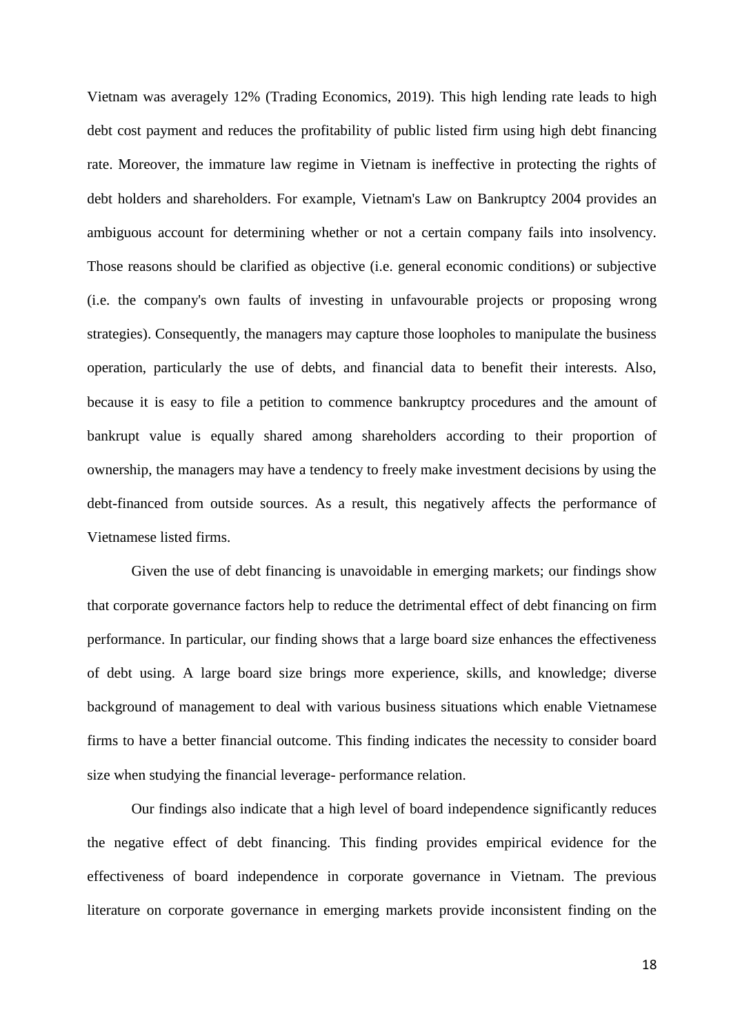Vietnam was averagely 12% (Trading Economics, 2019). This high lending rate leads to high debt cost payment and reduces the profitability of public listed firm using high debt financing rate. Moreover, the immature law regime in Vietnam is ineffective in protecting the rights of debt holders and shareholders. For example, Vietnam's Law on Bankruptcy 2004 provides an ambiguous account for determining whether or not a certain company fails into insolvency. Those reasons should be clarified as objective (i.e. general economic conditions) or subjective (i.e. the company's own faults of investing in unfavourable projects or proposing wrong strategies). Consequently, the managers may capture those loopholes to manipulate the business operation, particularly the use of debts, and financial data to benefit their interests. Also, because it is easy to file a petition to commence bankruptcy procedures and the amount of bankrupt value is equally shared among shareholders according to their proportion of ownership, the managers may have a tendency to freely make investment decisions by using the debt-financed from outside sources. As a result, this negatively affects the performance of Vietnamese listed firms.

Given the use of debt financing is unavoidable in emerging markets; our findings show that corporate governance factors help to reduce the detrimental effect of debt financing on firm performance. In particular, our finding shows that a large board size enhances the effectiveness of debt using. A large board size brings more experience, skills, and knowledge; diverse background of management to deal with various business situations which enable Vietnamese firms to have a better financial outcome. This finding indicates the necessity to consider board size when studying the financial leverage- performance relation.

Our findings also indicate that a high level of board independence significantly reduces the negative effect of debt financing. This finding provides empirical evidence for the effectiveness of board independence in corporate governance in Vietnam. The previous literature on corporate governance in emerging markets provide inconsistent finding on the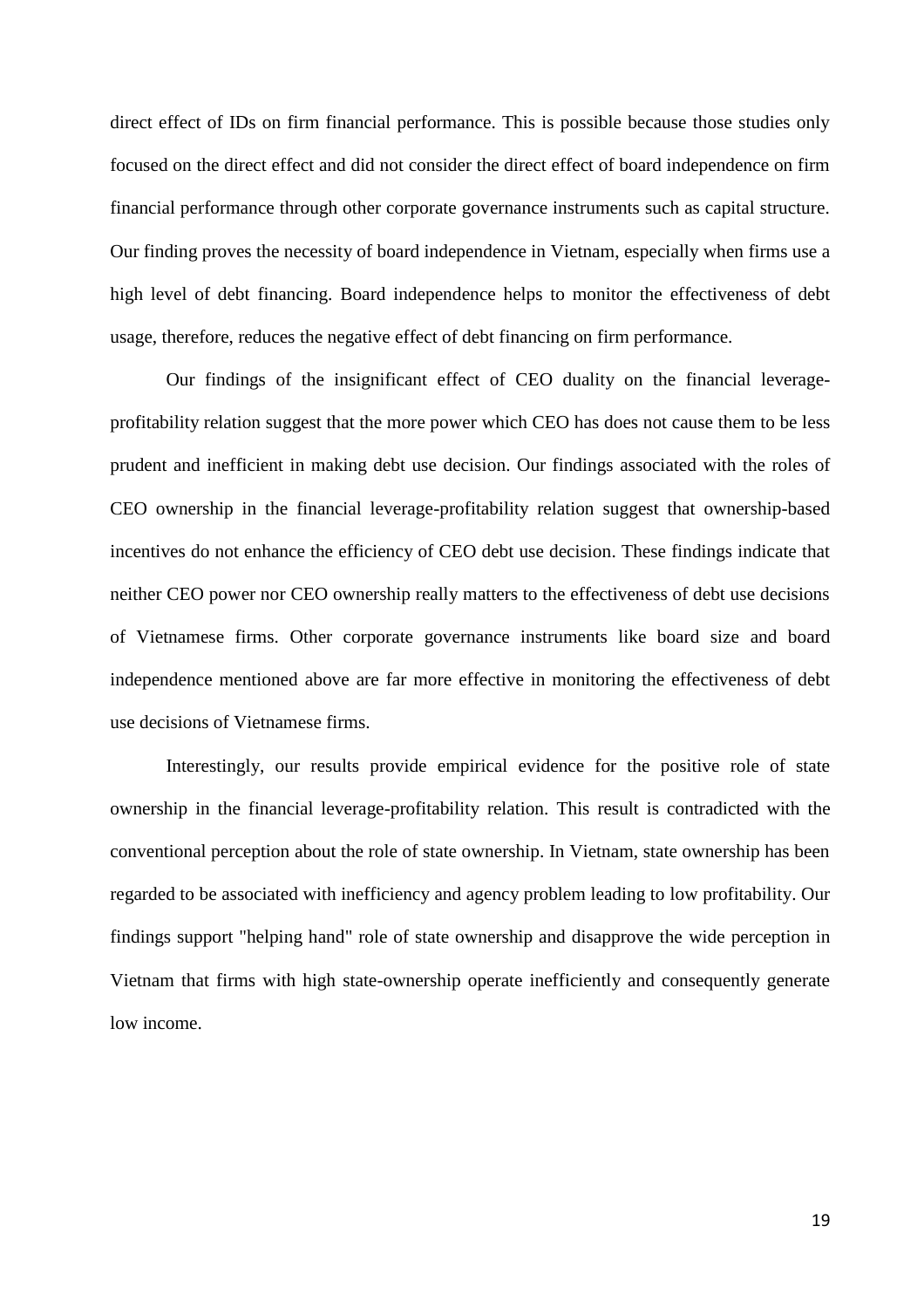direct effect of IDs on firm financial performance. This is possible because those studies only focused on the direct effect and did not consider the direct effect of board independence on firm financial performance through other corporate governance instruments such as capital structure. Our finding proves the necessity of board independence in Vietnam, especially when firms use a high level of debt financing. Board independence helps to monitor the effectiveness of debt usage, therefore, reduces the negative effect of debt financing on firm performance.

Our findings of the insignificant effect of CEO duality on the financial leverage-profitability relation suggest that the more power which CEO has does not cause them to be less prudent and inefficient in making debt use decision. Our findings associated with the roles of CEO ownership in the financial leverage-profitability relation suggest that ownership-based incentives do not enhance the efficiency of CEO debt use decision. These findings indicate that neither CEO power nor CEO ownership really matters to the effectiveness of debt use decisions of Vietnamese firms. Other corporate governance instruments like board size and board independence mentioned above are far more effective in monitoring the effectiveness of debt use decisions of Vietnamese firms.

Interestingly, our results provide empirical evidence for the positive role of state ownership in the financial leverage-profitability relation. This result is contradicted with the conventional perception about the role of state ownership. In Vietnam, state ownership has been regarded to be associated with inefficiency and agency problem leading to low profitability. Our findings support "helping hand" role of state ownership and disapprove the wide perception in Vietnam that firms with high state-ownership operate inefficiently and consequently generate low income.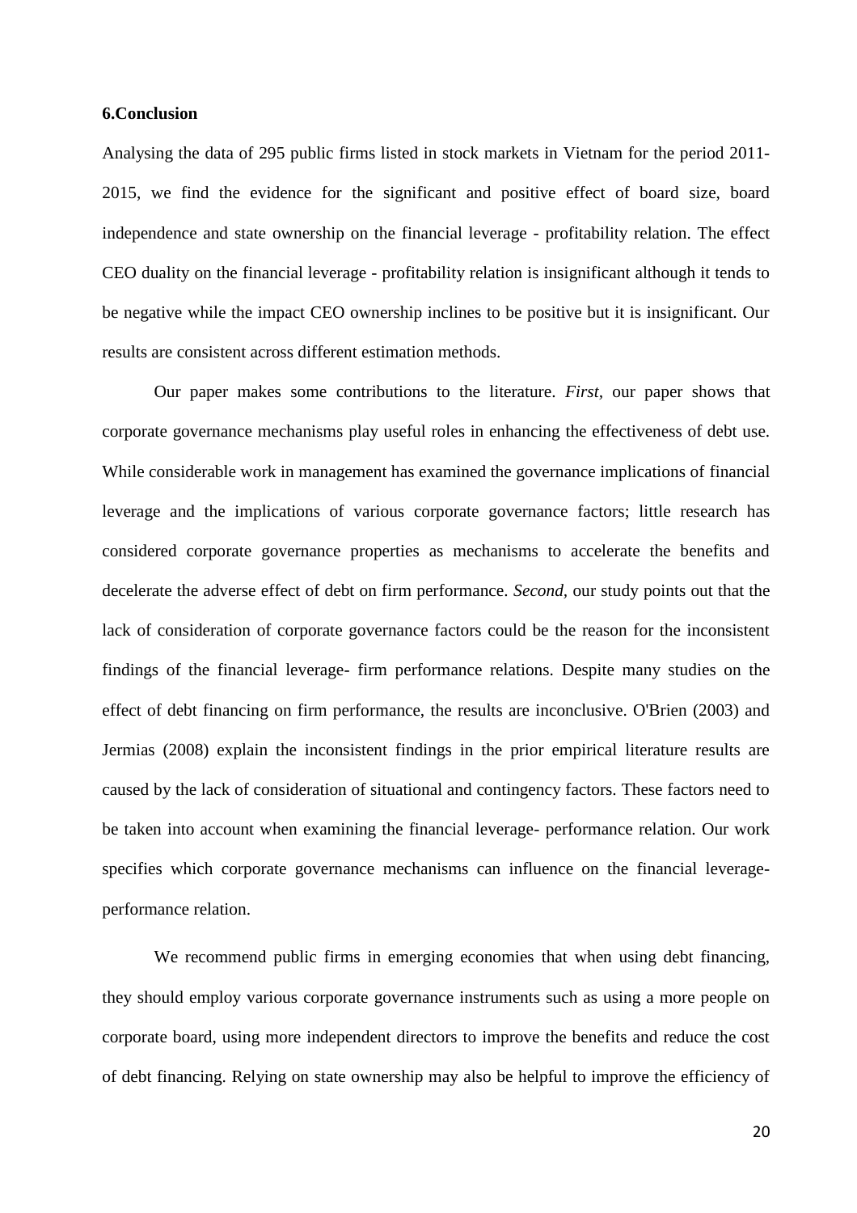### 6.Conclusion

Analysing the data of 295 public firms listed in stock markets in Vietnam for the period 2011-2015, we find the evidence for the significant and positive effect of board size, board independence and state ownership on the financial leverage - profitability relation. The effect CEO duality on the financial leverage - profitability relation is insignificant although it tends to be negative while the impact CEO ownership inclines to be positive but it is insignificant. Our results are consistent across different estimation methods.

Our paper makes some contributions to the literature. *First*, our paper shows that corporate governance mechanisms play useful roles in enhancing the effectiveness of debt use. While considerable work in management has examined the governance implications of financial leverage and the implications of various corporate governance factors; little research has considered corporate governance properties as mechanisms to accelerate the benefits and decelerate the adverse effect of debt on firm performance. *Second*, our study points out that the lack of consideration of corporate governance factors could be the reason for the inconsistent findings of the financial leverage- firm performance relations. Despite many studies on the effect of debt financing on firm performance, the results are inconclusive. O'Brien (2003) and Jermias (2008) explain the inconsistent findings in the prior empirical literature results are caused by the lack of consideration of situational and contingency factors. These factors need to be taken into account when examining the financial leverage- performance relation. Our work specifies which corporate governance mechanisms can influence on the financial leverage-performance relation.

We recommend public firms in emerging economies that when using debt financing, they should employ various corporate governance instruments such as using a more people on corporate board, using more independent directors to improve the benefits and reduce the cost of debt financing. Relying on state ownership may also be helpful to improve the efficiency of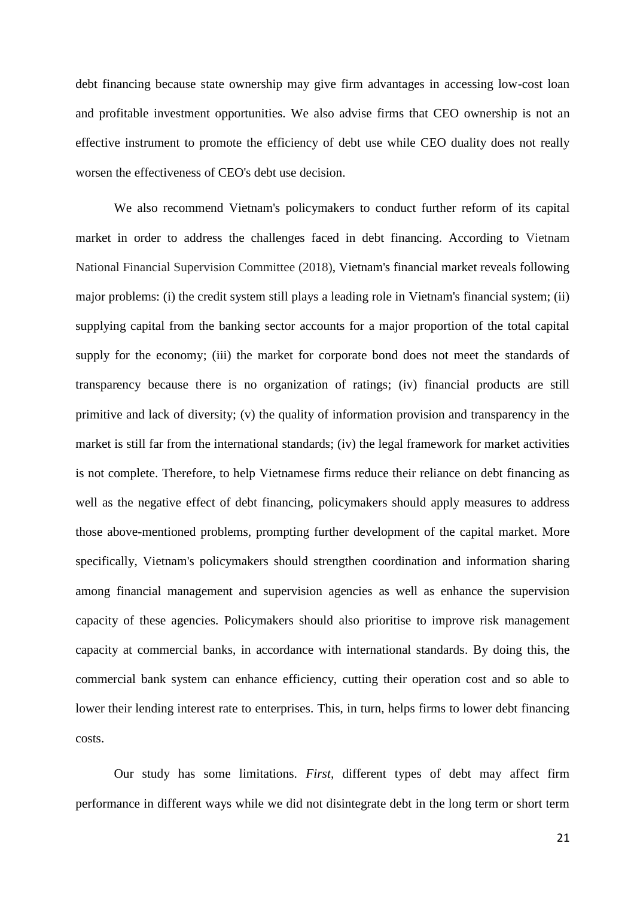debt financing because state ownership may give firm advantages in accessing low-cost loan and profitable investment opportunities. We also advise firms that CEO ownership is not an effective instrument to promote the efficiency of debt use while CEO duality does not really worsen the effectiveness of CEO's debt use decision.

We also recommend Vietnam's policymakers to conduct further reform of its capital market in order to address the challenges faced in debt financing. According to Vietnam National Financial Supervision Committee (2018), Vietnam's financial market reveals following major problems: (i) the credit system still plays a leading role in Vietnam's financial system; (ii) supplying capital from the banking sector accounts for a major proportion of the total capital supply for the economy; (iii) the market for corporate bond does not meet the standards of transparency because there is no organization of ratings; (iv) financial products are still primitive and lack of diversity; (v) the quality of information provision and transparency in the market is still far from the international standards; (iv) the legal framework for market activities is not complete. Therefore, to help Vietnamese firms reduce their reliance on debt financing as well as the negative effect of debt financing, policymakers should apply measures to address those above-mentioned problems, prompting further development of the capital market. More specifically, Vietnam's policymakers should strengthen coordination and information sharing among financial management and supervision agencies as well as enhance the supervision capacity of these agencies. Policymakers should also prioritise to improve risk management capacity at commercial banks, in accordance with international standards. By doing this, the commercial bank system can enhance efficiency, cutting their operation cost and so able to lower their lending interest rate to enterprises. This, in turn, helps firms to lower debt financing costs.

Our study has some limitations. *First*, different types of debt may affect firm performance in different ways while we did not disintegrate debt in the long term or short term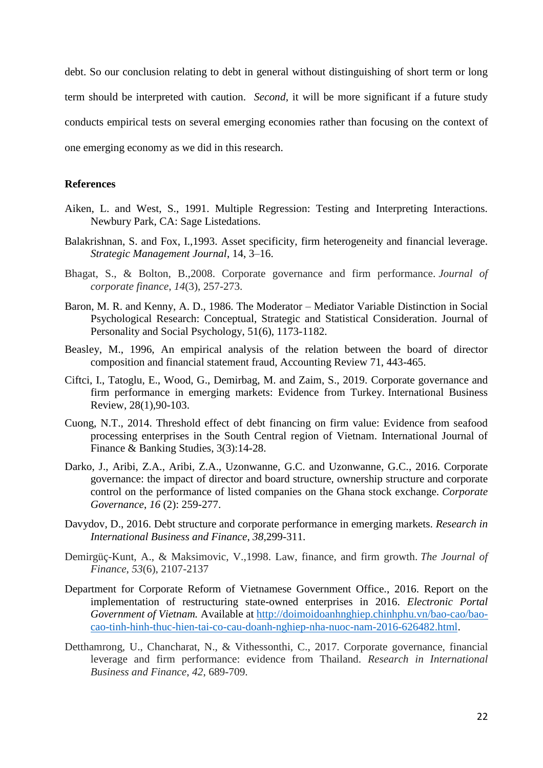debt. So our conclusion relating to debt in general without distinguishing of short term or long term should be interpreted with caution. *Second,* it will be more significant if a future study conducts empirical tests on several emerging economies rather than focusing on the context of one emerging economy as we did in this research.

**References**

Aiken, L. and West, S., 1991. Multiple Regression: Testing and Interpreting Interactions. Newbury Park, CA: Sage Listedations.

Balakrishnan, S. and Fox, I.,1993. Asset specificity, firm heterogeneity and financial leverage. *Strategic Management Journal*, 14, 3–16.

Bhagat, S., & Bolton, B.,2008. Corporate governance and firm performance. *Journal of corporate finance*, *14*(3), 257-273.

Baron, M. R. and Kenny, A. D., 1986. The Moderator – Mediator Variable Distinction in Social Psychological Research: Conceptual, Strategic and Statistical Consideration. Journal of Personality and Social Psychology, 51(6), 1173-1182.

Beasley, M., 1996, An empirical analysis of the relation between the board of director composition and financial statement fraud, Accounting Review 71, 443-465.

Ciftci, I., Tatoglu, E., Wood, G., Demirbag, M. and Zaim, S., 2019. Corporate governance and firm performance in emerging markets: Evidence from Turkey. International Business Review, 28(1),90-103.

Cuong, N.T., 2014. Threshold effect of debt financing on firm value: Evidence from seafood processing enterprises in the South Central region of Vietnam. International Journal of Finance & Banking Studies, 3(3):14-28.

Darko, J., Aribi, Z.A., Aribi, Z.A., Uzonwanne, G.C. and Uzonwanne, G.C., 2016. Corporate governance: the impact of director and board structure, ownership structure and corporate control on the performance of listed companies on the Ghana stock exchange. *Corporate Governance*, *16* (2): 259-277.

Davydov, D., 2016. Debt structure and corporate performance in emerging markets. *Research in International Business and Finance*, *38*,299-311.

Demirgüç-Kunt, A., & Maksimovic, V.,1998. Law, finance, and firm growth. *The Journal of Finance*, *53*(6), 2107-2137

Department for Corporate Reform of Vietnamese Government Office., 2016. Report on the implementation of restructuring state-owned enterprises in 2016. *Electronic Portal Government of Vietnam.* Available at [http://doimoidoanhnghiep.chinhphu.vn/bao-cao/bao-cao-tinh-hinh-thuc-hien-tai-co-cau-doanh-nghiep-nha-nuoc-nam-2016-626482.html](http://doimoidoanhnghiep.chinhphu.vn/bao-cao/bao-cao-tinh-hinh-thuc-hien-tai-co-cau-doanh-nghiep-nha-nuoc-nam-2016-626482.html).

Detthamrong, U., Chancharat, N., & Vithessonthi, C., 2017. Corporate governance, financial leverage and firm performance: evidence from Thailand. *Research in International Business and Finance*, *42*, 689-709.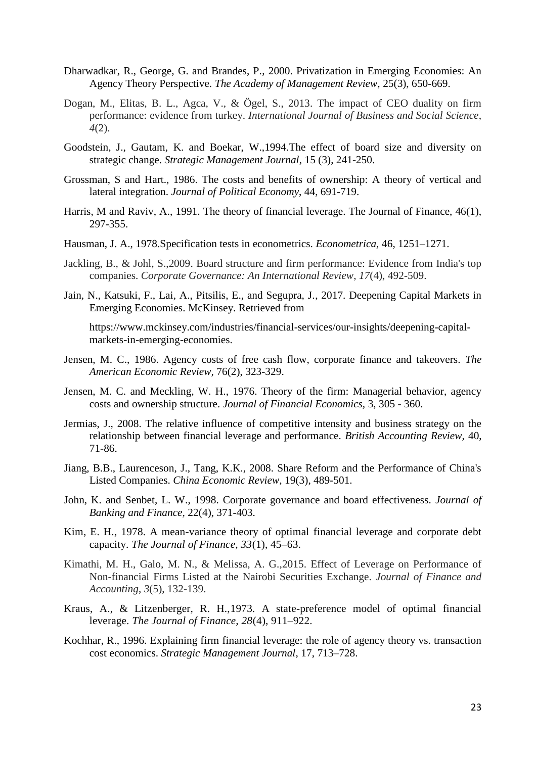Dharwadkar, R., George, G. and Brandes, P., 2000. Privatization in Emerging Economies: An Agency Theory Perspective. *The Academy of Management Review,* 25(3), 650-669.

Dogan, M., Elitas, B. L., Agca, V., & Ögel, S., 2013. The impact of CEO duality on firm performance: evidence from turkey. *International Journal of Business and Social Science*, *4*(2).

Goodstein, J., Gautam, K. and Boekar, W.,1994.The effect of board size and diversity on strategic change. *Strategic Management Journal*, 15 (3), 241-250.

Grossman, S and Hart., 1986. The costs and benefits of ownership: A theory of vertical and lateral integration. *Journal of Political Economy*, 44, 691-719.

Harris, M and Raviv, A., 1991. The theory of financial leverage. The Journal of Finance, 46(1), 297-355.

Hausman, J. A., 1978.Specification tests in econometrics. *Econometrica,* 46, 1251–1271.

Jackling, B., & Johl, S.,2009. Board structure and firm performance: Evidence from India's top companies. *Corporate Governance: An International Review*, *17*(4), 492-509.

Jain, N., Katsuki, F., Lai, A., Pitsilis, E., and Segupra, J., 2017. Deepening Capital Markets in Emerging Economies. McKinsey. Retrieved from

https://www.mckinsey.com/industries/financial-services/our-insights/deepening-capital-markets-in-emerging-economies.

Jensen, M. C., 1986. Agency costs of free cash flow, corporate finance and takeovers. *The American Economic Review,* 76(2), 323-329.

Jensen, M. C. and Meckling, W. H., 1976. Theory of the firm: Managerial behavior, agency costs and ownership structure. *Journal of Financial Economics*, 3, 305 - 360.

Jermias, J., 2008. The relative influence of competitive intensity and business strategy on the relationship between financial leverage and performance. *British Accounting Review,* 40, 71-86.

Jiang, B.B., Laurenceson, J., Tang, K.K., 2008. Share Reform and the Performance of China's Listed Companies. *China Economic Review,* 19(3), 489-501.

John, K. and Senbet, L. W., 1998. Corporate governance and board effectiveness. *Journal of Banking and Finance,* 22(4), 371-403.

Kim, E. H., 1978. A mean-variance theory of optimal financial leverage and corporate debt capacity. *The Journal of Finance, 33*(1), 45–63.

Kimathi, M. H., Galo, M. N., & Melissa, A. G.,2015. Effect of Leverage on Performance of Non-financial Firms Listed at the Nairobi Securities Exchange. *Journal of Finance and Accounting*, *3*(5), 132-139.

Kraus, A., & Litzenberger, R. H.,1973. A state-preference model of optimal financial leverage. *The Journal of Finance, 28*(4), 911–922.

Kochhar, R., 1996. Explaining firm financial leverage: the role of agency theory vs. transaction cost economics. *Strategic Management Journal*, 17, 713–728.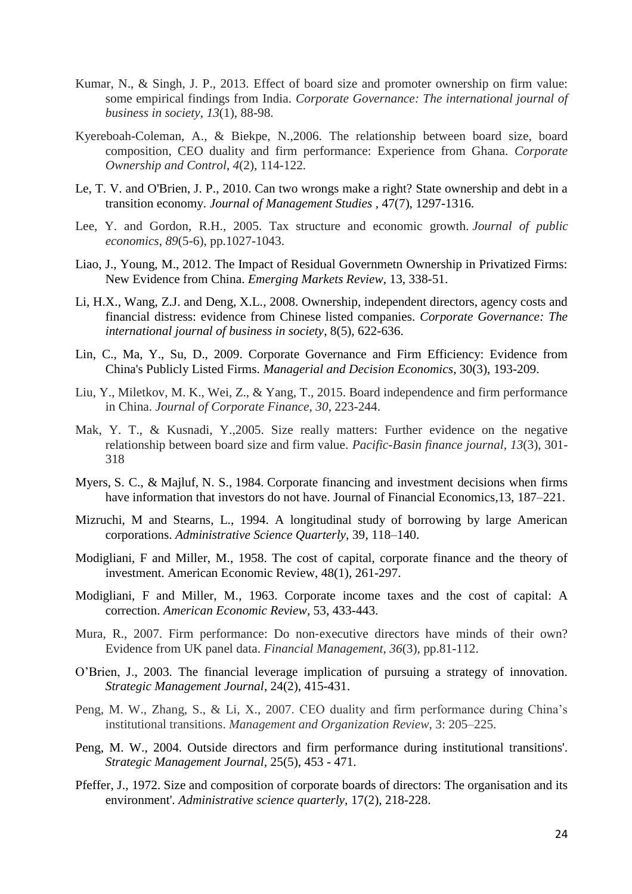Kumar, N., & Singh, J. P., 2013. Effect of board size and promoter ownership on firm value: some empirical findings from India. *Corporate Governance: The international journal of business in society*, *13*(1), 88-98.

Kyereboah-Coleman, A., & Biekpe, N.,2006. The relationship between board size, board composition, CEO duality and firm performance: Experience from Ghana. *Corporate Ownership and Control*, *4*(2), 114-122.

Le, T. V. and O'Brien, J. P., 2010. Can two wrongs make a right? State ownership and debt in a transition economy. *Journal of Management Studies* , 47(7), 1297-1316.

Lee, Y. and Gordon, R.H., 2005. Tax structure and economic growth. *Journal of public economics*, *89*(5-6), pp.1027-1043.

Liao, J., Young, M., 2012. The Impact of Residual Governmetn Ownership in Privatized Firms: New Evidence from China. *Emerging Markets Review*, 13, 338-51.

Li, H.X., Wang, Z.J. and Deng, X.L., 2008. Ownership, independent directors, agency costs and financial distress: evidence from Chinese listed companies. *Corporate Governance: The international journal of business in society*, 8(5), 622-636.

Lin, C., Ma, Y., Su, D., 2009. Corporate Governance and Firm Efficiency: Evidence from China's Publicly Listed Firms. *Managerial and Decision Economics*, 30(3), 193-209.

Liu, Y., Miletkov, M. K., Wei, Z., & Yang, T., 2015. Board independence and firm performance in China. *Journal of Corporate Finance*, *30*, 223-244.

Mak, Y. T., & Kusnadi, Y.,2005. Size really matters: Further evidence on the negative relationship between board size and firm value. *Pacific-Basin finance journal*, *13*(3), 301-318

Myers, S. C., & Majluf, N. S., 1984. Corporate financing and investment decisions when firms have information that investors do not have. Journal of Financial Economics,13, 187–221.

Mizruchi, M and Stearns, L., 1994. A longitudinal study of borrowing by large American corporations. *Administrative Science Quarterly,* 39, 118–140.

Modigliani, F and Miller, M., 1958. The cost of capital, corporate finance and the theory of investment. American Economic Review, 48(1), 261-297.

Modigliani, F and Miller, M., 1963. Corporate income taxes and the cost of capital: A correction. *American Economic Review*, 53, 433-443.

Mura, R., 2007. Firm performance: Do non-executive directors have minds of their own? Evidence from UK panel data. *Financial Management*, *36*(3), pp.81-112.

O'Brien, J., 2003. The financial leverage implication of pursuing a strategy of innovation. *Strategic Management Journal*, 24(2), 415-431.

Peng, M. W., Zhang, S., & Li, X., 2007. CEO duality and firm performance during China's institutional transitions. *Management and Organization Review*, 3: 205–225.

Peng, M. W., 2004. Outside directors and firm performance during institutional transitions'. *Strategic Management Journal*, 25(5), 453 - 471.

Pfeffer, J., 1972. Size and composition of corporate boards of directors: The organisation and its environment'. *Administrative science quarterly*, 17(2), 218-228.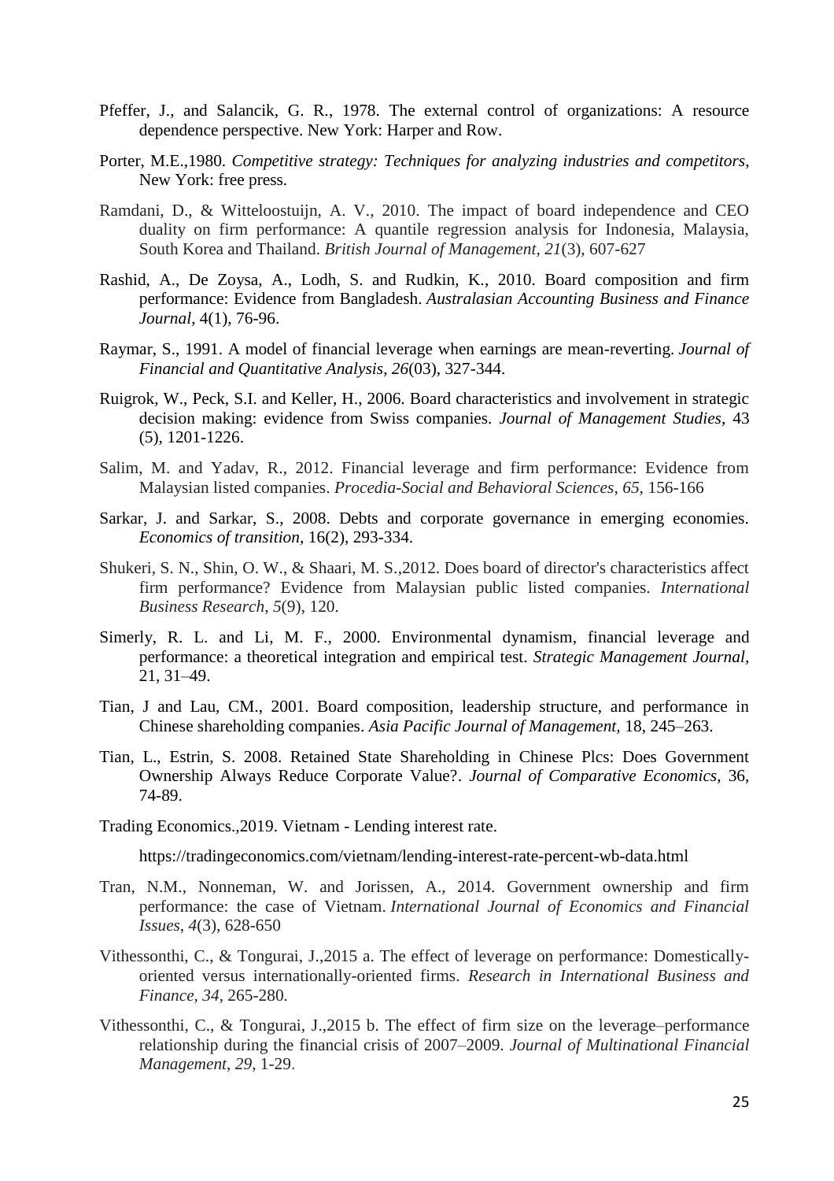Pfeffer, J., and Salancik, G. R., 1978. The external control of organizations: A resource dependence perspective. New York: Harper and Row.

Porter, M.E.,1980. *Competitive strategy: Techniques for analyzing industries and competitors*, New York: free press.

Ramdani, D., & Witteloostuijn, A. V., 2010. The impact of board independence and CEO duality on firm performance: A quantile regression analysis for Indonesia, Malaysia, South Korea and Thailand. *British Journal of Management*, *21*(3), 607-627

Rashid, A., De Zoysa, A., Lodh, S. and Rudkin, K., 2010. Board composition and firm performance: Evidence from Bangladesh. *Australasian Accounting Business and Finance Journal*, 4(1), 76-96.

Raymar, S., 1991. A model of financial leverage when earnings are mean-reverting. *Journal of Financial and Quantitative Analysis*, *26*(03), 327-344.

Ruigrok, W., Peck, S.I. and Keller, H., 2006. Board characteristics and involvement in strategic decision making: evidence from Swiss companies. *Journal of Management Studies*, 43 (5), 1201-1226.

Salim, M. and Yadav, R., 2012. Financial leverage and firm performance: Evidence from Malaysian listed companies. *Procedia-Social and Behavioral Sciences*, *65*, 156-166

Sarkar, J. and Sarkar, S., 2008. Debts and corporate governance in emerging economies. *Economics of transition*, 16(2), 293-334.

Shukeri, S. N., Shin, O. W., & Shaari, M. S.,2012. Does board of director's characteristics affect firm performance? Evidence from Malaysian public listed companies. *International Business Research*, *5*(9), 120.

Simerly, R. L. and Li, M. F., 2000. Environmental dynamism, financial leverage and performance: a theoretical integration and empirical test. *Strategic Management Journal*, 21, 31–49.

Tian, J and Lau, CM., 2001. Board composition, leadership structure, and performance in Chinese shareholding companies. *Asia Pacific Journal of Management,* 18, 245–263.

Tian, L., Estrin, S. 2008. Retained State Shareholding in Chinese Plcs: Does Government Ownership Always Reduce Corporate Value?. *Journal of Comparative Economics*, 36, 74-89.

Trading Economics.,2019. Vietnam - Lending interest rate.

https://tradingeconomics.com/vietnam/lending-interest-rate-percent-wb-data.html

Tran, N.M., Nonneman, W. and Jorissen, A., 2014. Government ownership and firm performance: the case of Vietnam. *International Journal of Economics and Financial Issues*, *4*(3), 628-650

Vithessonthi, C., & Tongurai, J.,2015 a. The effect of leverage on performance: Domestically-oriented versus internationally-oriented firms. *Research in International Business and Finance*, *34*, 265-280.

Vithessonthi, C., & Tongurai, J.,2015 b. The effect of firm size on the leverage–performance relationship during the financial crisis of 2007–2009. *Journal of Multinational Financial Management*, *29*, 1-29.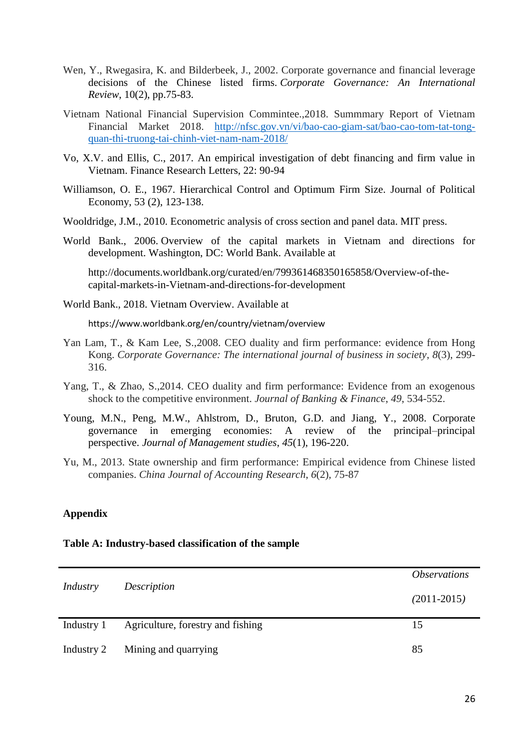Wen, Y., Rwegasira, K. and Bilderbeek, J., 2002. Corporate governance and financial leverage decisions of the Chinese listed firms. *Corporate Governance: An International Review*, 10(2), pp.75-83.

Vietnam National Financial Supervision Commintee.,2018. Summmary Report of Vietnam Financial Market 2018. http://nfsc.gov.vn/vi/bao-cao-giam-sat/bao-cao-tom-tat-tong-quan-thi-truong-tai-chinh-viet-nam-nam-2018/

Vo, X.V. and Ellis, C., 2017. An empirical investigation of debt financing and firm value in Vietnam. Finance Research Letters, 22: 90-94

Williamson, O. E., 1967. Hierarchical Control and Optimum Firm Size. Journal of Political Economy, 53 (2), 123-138.

Wooldridge, J.M., 2010. Econometric analysis of cross section and panel data. MIT press.

World Bank., 2006. Overview of the capital markets in Vietnam and directions for development. Washington, DC: World Bank. Available at

http://documents.worldbank.org/curated/en/799361468350165858/Overview-of-the-capital-markets-in-Vietnam-and-directions-for-development

World Bank., 2018. Vietnam Overview. Available at

https://www.worldbank.org/en/country/vietnam/overview

Yan Lam, T., & Kam Lee, S.,2008. CEO duality and firm performance: evidence from Hong Kong. *Corporate Governance: The international journal of business in society*, *8*(3), 299-316.

Yang, T., & Zhao, S.,2014. CEO duality and firm performance: Evidence from an exogenous shock to the competitive environment. *Journal of Banking & Finance*, *49*, 534-552.

Young, M.N., Peng, M.W., Ahlstrom, D., Bruton, G.D. and Jiang, Y., 2008. Corporate governance in emerging economies: A review of the principal–principal perspective. *Journal of Management studies*, *45*(1), 196-220.

Yu, M., 2013. State ownership and firm performance: Empirical evidence from Chinese listed companies. *China Journal of Accounting Research*, *6*(2), 75-87

## Appendix

**Table A: Industry-based classification of the sample**

| *Industry* | *Description* | *Observations (2011-2015)* |
|---|---|---|
| Industry 1 | Agriculture, forestry and fishing | 15 |
| Industry 2 | Mining and quarrying | 85 |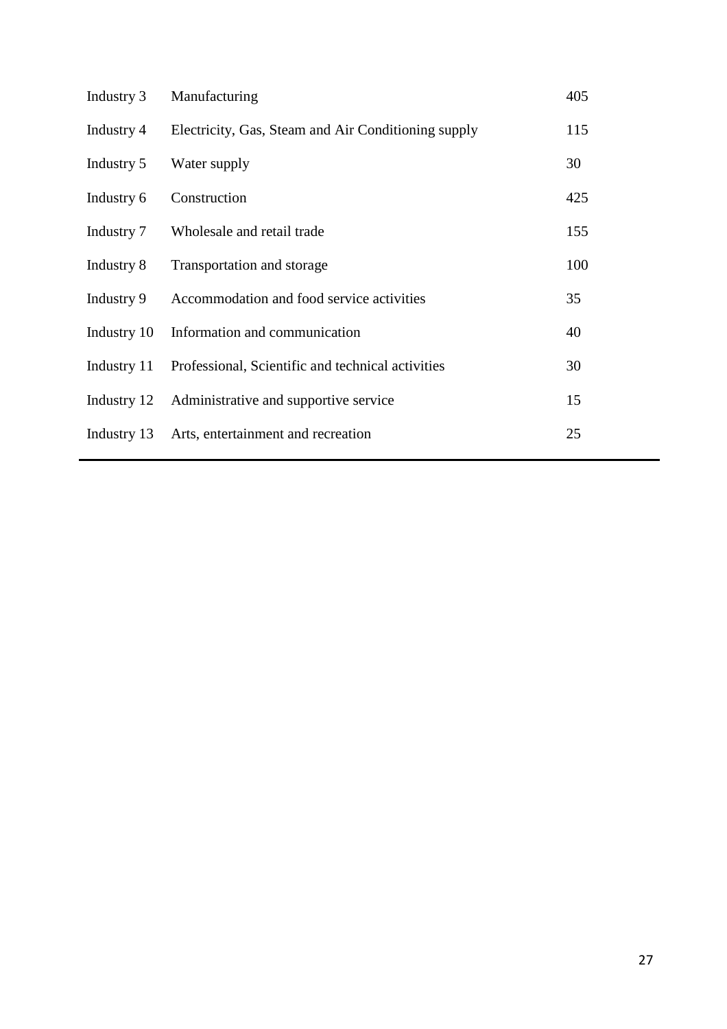| | | |
|---|---|---|
| Industry 3 | Manufacturing | 405 |
| Industry 4 | Electricity, Gas, Steam and Air Conditioning supply | 115 |
| Industry 5 | Water supply | 30 |
| Industry 6 | Construction | 425 |
| Industry 7 | Wholesale and retail trade | 155 |
| Industry 8 | Transportation and storage | 100 |
| Industry 9 | Accommodation and food service activities | 35 |
| Industry 10 | Information and communication | 40 |
| Industry 11 | Professional, Scientific and technical activities | 30 |
| Industry 12 | Administrative and supportive service | 15 |
| Industry 13 | Arts, entertainment and recreation | 25 |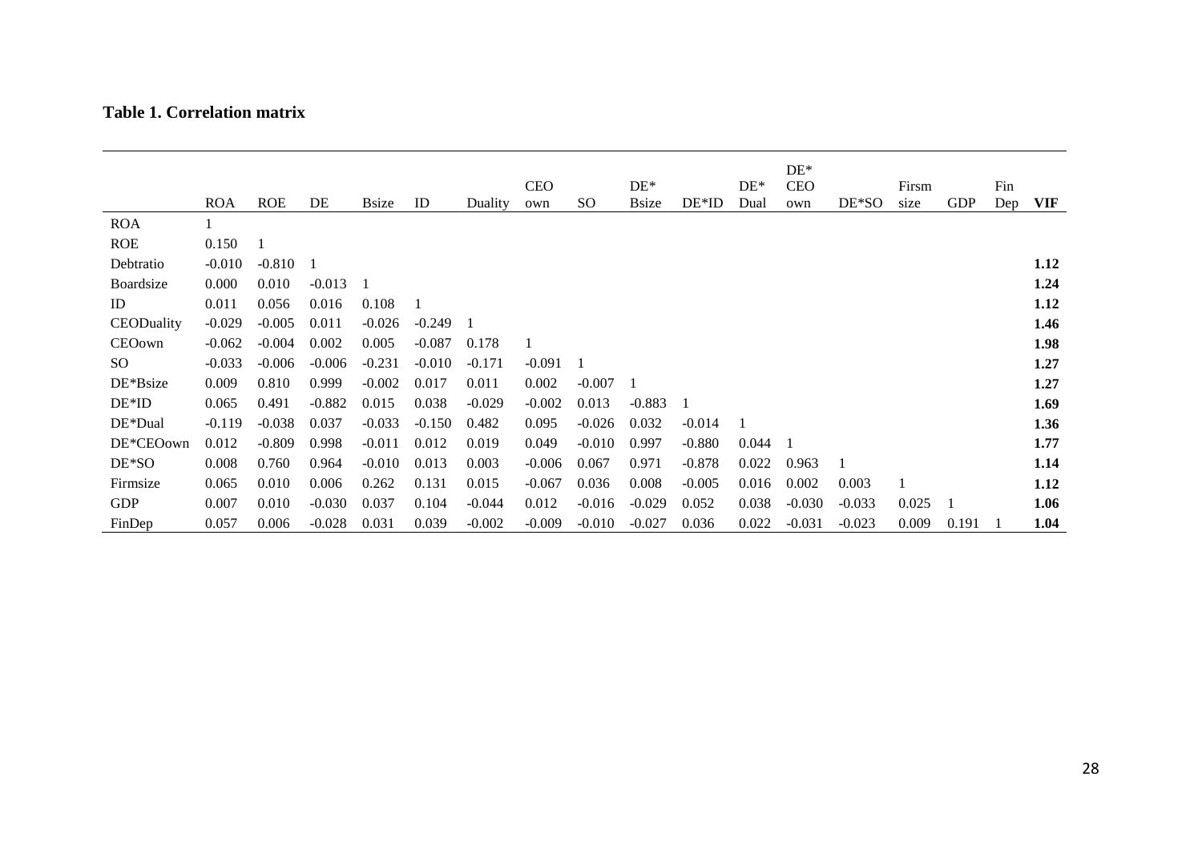**Table 1. Correlation matrix**

| | ROA | ROE | DE | Bsize | ID | Duality | CEO own | SO | DE* Bsize | DE*ID | DE* Dual | DE* CEO own | DE*SO | Firsm size | GDP | Fin Dep | **VIF** |
|---|---|---|---|---|---|---|---|---|---|---|---|---|---|---|---|---|---|
| ROA | 1 | | | | | | | | | | | | | | | | |
| ROE | 0.150 | 1 | | | | | | | | | | | | | | | |
| Debtratio | -0.010 | -0.810 | 1 | | | | | | | | | | | | | | **1.12** |
| Boardsize | 0.000 | 0.010 | -0.013 | 1 | | | | | | | | | | | | | **1.24** |
| ID | 0.011 | 0.056 | 0.016 | 0.108 | 1 | | | | | | | | | | | | **1.12** |
| CEODuality | -0.029 | -0.005 | 0.011 | -0.026 | -0.249 | 1 | | | | | | | | | | | **1.46** |
| CEOown | -0.062 | -0.004 | 0.002 | 0.005 | -0.087 | 0.178 | 1 | | | | | | | | | | **1.98** |
| SO | -0.033 | -0.006 | -0.006 | -0.231 | -0.010 | -0.171 | -0.091 | 1 | | | | | | | | | **1.27** |
| DE*Bsize | 0.009 | 0.810 | 0.999 | -0.002 | 0.017 | 0.011 | 0.002 | -0.007 | 1 | | | | | | | | **1.27** |
| DE*ID | 0.065 | 0.491 | -0.882 | 0.015 | 0.038 | -0.029 | -0.002 | 0.013 | -0.883 | 1 | | | | | | | **1.69** |
| DE*Dual | -0.119 | -0.038 | 0.037 | -0.033 | -0.150 | 0.482 | 0.095 | -0.026 | 0.032 | -0.014 | 1 | | | | | | **1.36** |
| DE*CEOown | 0.012 | -0.809 | 0.998 | -0.011 | 0.012 | 0.019 | 0.049 | -0.010 | 0.997 | -0.880 | 0.044 | 1 | | | | | **1.77** |
| DE*SO | 0.008 | 0.760 | 0.964 | -0.010 | 0.013 | 0.003 | -0.006 | 0.067 | 0.971 | -0.878 | 0.022 | 0.963 | 1 | | | | **1.14** |
| Firmsize | 0.065 | 0.010 | 0.006 | 0.262 | 0.131 | 0.015 | -0.067 | 0.036 | 0.008 | -0.005 | 0.016 | 0.002 | 0.003 | 1 | | | **1.12** |
| GDP | 0.007 | 0.010 | -0.030 | 0.037 | 0.104 | -0.044 | 0.012 | -0.016 | -0.029 | 0.052 | 0.038 | -0.030 | -0.033 | 0.025 | 1 | | **1.06** |
| FinDep | 0.057 | 0.006 | -0.028 | 0.031 | 0.039 | -0.002 | -0.009 | -0.010 | -0.027 | 0.036 | 0.022 | -0.031 | -0.023 | 0.009 | 0.191 | 1 | **1.04** |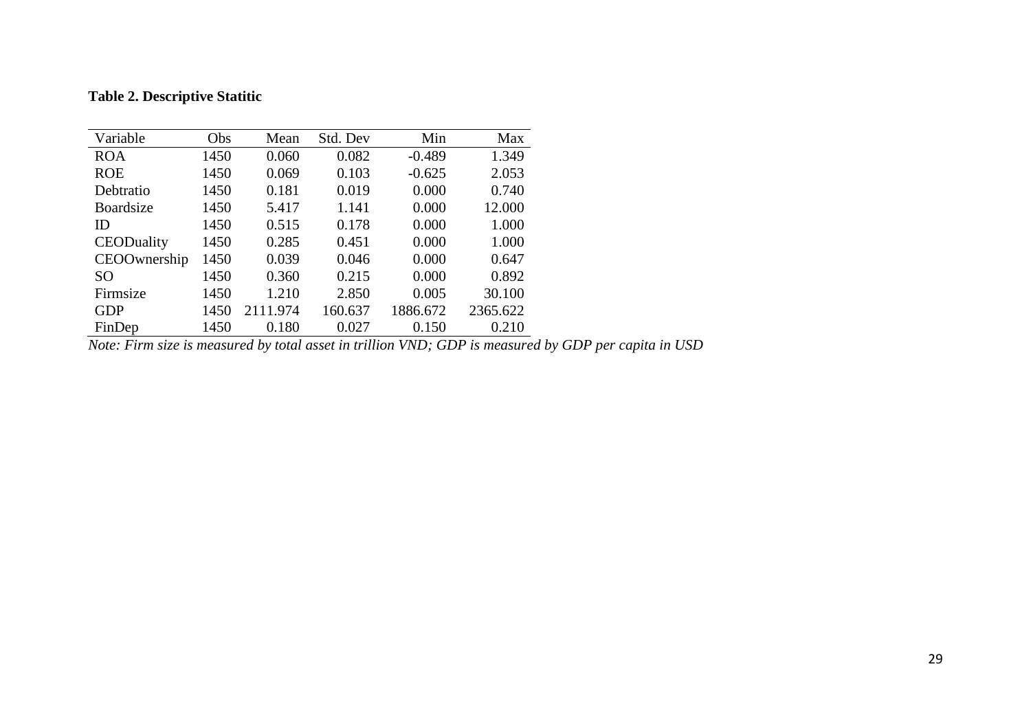**Table 2. Descriptive Statitic**

| Variable | Obs | Mean | Std. Dev | Min | Max |
|---|---|---|---|---|---|
| ROA | 1450 | 0.060 | 0.082 | -0.489 | 1.349 |
| ROE | 1450 | 0.069 | 0.103 | -0.625 | 2.053 |
| Debtratio | 1450 | 0.181 | 0.019 | 0.000 | 0.740 |
| Boardsize | 1450 | 5.417 | 1.141 | 0.000 | 12.000 |
| ID | 1450 | 0.515 | 0.178 | 0.000 | 1.000 |
| CEODuality | 1450 | 0.285 | 0.451 | 0.000 | 1.000 |
| CEOOwnership | 1450 | 0.039 | 0.046 | 0.000 | 0.647 |
| SO | 1450 | 0.360 | 0.215 | 0.000 | 0.892 |
| Firmsize | 1450 | 1.210 | 2.850 | 0.005 | 30.100 |
| GDP | 1450 | 2111.974 | 160.637 | 1886.672 | 2365.622 |
| FinDep | 1450 | 0.180 | 0.027 | 0.150 | 0.210 |

*Note: Firm size is measured by total asset in trillion VND; GDP is measured by GDP per capita in USD*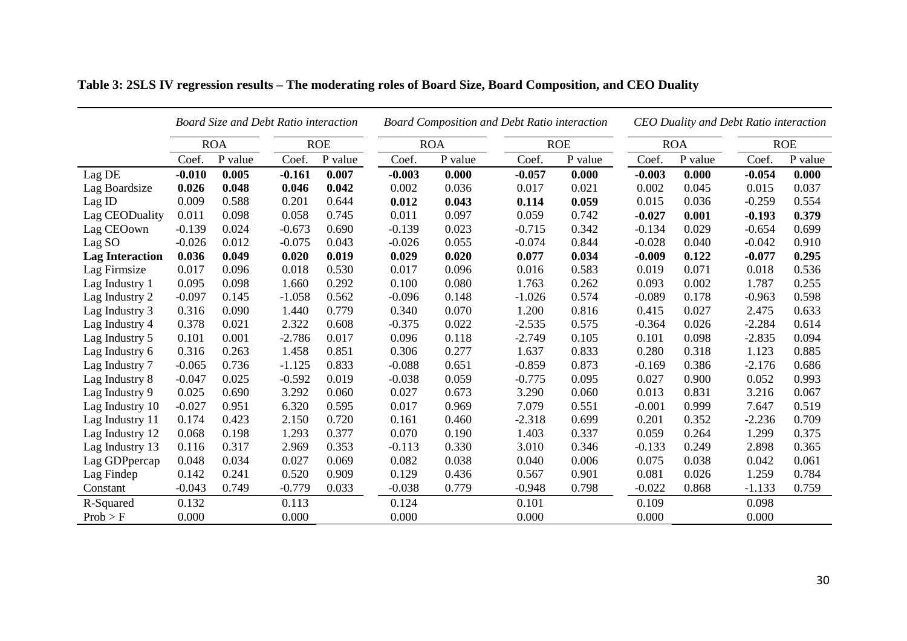**Table 3: 2SLS IV regression results – The moderating roles of Board Size, Board Composition, and CEO Duality**

| | *Board Size and Debt Ratio interaction* | | | | *Board Composition and Debt Ratio interaction* | | | | *CEO Duality and Debt Ratio interaction* | | | |
|---|---|---|---|---|---|---|---|---|---|---|---|---|
| | ROA | | ROE | | ROA | | ROE | | ROA | | ROE | |
| | Coef. | P value | Coef. | P value | Coef. | P value | Coef. | P value | Coef. | P value | Coef. | P value |
| Lag DE | **-0.010** | **0.005** | **-0.161** | **0.007** | **-0.003** | **0.000** | **-0.057** | **0.000** | **-0.003** | **0.000** | **-0.054** | **0.000** |
| Lag Boardsize | **0.026** | **0.048** | **0.046** | **0.042** | 0.002 | 0.036 | 0.017 | 0.021 | 0.002 | 0.045 | 0.015 | 0.037 |
| Lag ID | 0.009 | 0.588 | 0.201 | 0.644 | **0.012** | **0.043** | **0.114** | **0.059** | 0.015 | 0.036 | -0.259 | 0.554 |
| Lag CEODuality | 0.011 | 0.098 | 0.058 | 0.745 | 0.011 | 0.097 | 0.059 | 0.742 | **-0.027** | **0.001** | **-0.193** | **0.379** |
| Lag CEOown | -0.139 | 0.024 | -0.673 | 0.690 | -0.139 | 0.023 | -0.715 | 0.342 | -0.134 | 0.029 | -0.654 | 0.699 |
| Lag SO | -0.026 | 0.012 | -0.075 | 0.043 | -0.026 | 0.055 | -0.074 | 0.844 | -0.028 | 0.040 | -0.042 | 0.910 |
| **Lag Interaction** | **0.036** | **0.049** | **0.020** | **0.019** | **0.029** | **0.020** | **0.077** | **0.034** | **-0.009** | **0.122** | **-0.077** | **0.295** |
| Lag Firmsize | 0.017 | 0.096 | 0.018 | 0.530 | 0.017 | 0.096 | 0.016 | 0.583 | 0.019 | 0.071 | 0.018 | 0.536 |
| Lag Industry 1 | 0.095 | 0.098 | 1.660 | 0.292 | 0.100 | 0.080 | 1.763 | 0.262 | 0.093 | 0.002 | 1.787 | 0.255 |
| Lag Industry 2 | -0.097 | 0.145 | -1.058 | 0.562 | -0.096 | 0.148 | -1.026 | 0.574 | -0.089 | 0.178 | -0.963 | 0.598 |
| Lag Industry 3 | 0.316 | 0.090 | 1.440 | 0.779 | 0.340 | 0.070 | 1.200 | 0.816 | 0.415 | 0.027 | 2.475 | 0.633 |
| Lag Industry 4 | 0.378 | 0.021 | 2.322 | 0.608 | -0.375 | 0.022 | -2.535 | 0.575 | -0.364 | 0.026 | -2.284 | 0.614 |
| Lag Industry 5 | 0.101 | 0.001 | -2.786 | 0.017 | 0.096 | 0.118 | -2.749 | 0.105 | 0.101 | 0.098 | -2.835 | 0.094 |
| Lag Industry 6 | 0.316 | 0.263 | 1.458 | 0.851 | 0.306 | 0.277 | 1.637 | 0.833 | 0.280 | 0.318 | 1.123 | 0.885 |
| Lag Industry 7 | -0.065 | 0.736 | -1.125 | 0.833 | -0.088 | 0.651 | -0.859 | 0.873 | -0.169 | 0.386 | -2.176 | 0.686 |
| Lag Industry 8 | -0.047 | 0.025 | -0.592 | 0.019 | -0.038 | 0.059 | -0.775 | 0.095 | 0.027 | 0.900 | 0.052 | 0.993 |
| Lag Industry 9 | 0.025 | 0.690 | 3.292 | 0.060 | 0.027 | 0.673 | 3.290 | 0.060 | 0.013 | 0.831 | 3.216 | 0.067 |
| Lag Industry 10 | -0.027 | 0.951 | 6.320 | 0.595 | 0.017 | 0.969 | 7.079 | 0.551 | -0.001 | 0.999 | 7.647 | 0.519 |
| Lag Industry 11 | 0.174 | 0.423 | 2.150 | 0.720 | 0.161 | 0.460 | -2.318 | 0.699 | 0.201 | 0.352 | -2.236 | 0.709 |
| Lag Industry 12 | 0.068 | 0.198 | 1.293 | 0.377 | 0.070 | 0.190 | 1.403 | 0.337 | 0.059 | 0.264 | 1.299 | 0.375 |
| Lag Industry 13 | 0.116 | 0.317 | 2.969 | 0.353 | -0.113 | 0.330 | 3.010 | 0.346 | -0.133 | 0.249 | 2.898 | 0.365 |
| Lag GDPpercap | 0.048 | 0.034 | 0.027 | 0.069 | 0.082 | 0.038 | 0.040 | 0.006 | 0.075 | 0.038 | 0.042 | 0.061 |
| Lag Findep | 0.142 | 0.241 | 0.520 | 0.909 | 0.129 | 0.436 | 0.567 | 0.901 | 0.081 | 0.026 | 1.259 | 0.784 |
| Constant | -0.043 | 0.749 | -0.779 | 0.033 | -0.038 | 0.779 | -0.948 | 0.798 | -0.022 | 0.868 | -1.133 | 0.759 |
| R-Squared | 0.132 | | 0.113 | | 0.124 | | 0.101 | | 0.109 | | 0.098 | |
| Prob > F | 0.000 | | 0.000 | | 0.000 | | 0.000 | | 0.000 | | 0.000 | |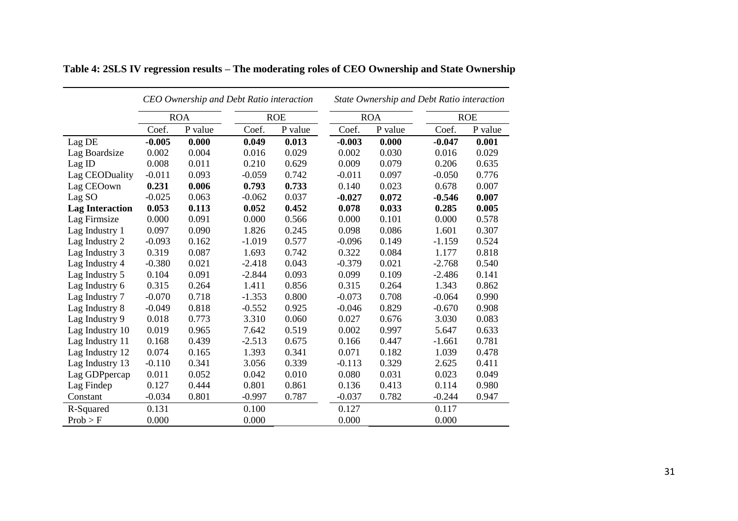**Table 4: 2SLS IV regression results – The moderating roles of CEO Ownership and State Ownership**

| | *CEO Ownership and Debt Ratio interaction* | | | | *State Ownership and Debt Ratio interaction* | | | |
|---|---|---|---|---|---|---|---|---|
| | ROA | | ROE | | ROA | | ROE | |
| | Coef. | P value | Coef. | P value | Coef. | P value | Coef. | P value |
| Lag DE | **-0.005** | **0.000** | **0.049** | **0.013** | **-0.003** | **0.000** | **-0.047** | **0.001** |
| Lag Boardsize | 0.002 | 0.004 | 0.016 | 0.029 | 0.002 | 0.030 | 0.016 | 0.029 |
| Lag ID | 0.008 | 0.011 | 0.210 | 0.629 | 0.009 | 0.079 | 0.206 | 0.635 |
| Lag CEODuality | -0.011 | 0.093 | -0.059 | 0.742 | -0.011 | 0.097 | -0.050 | 0.776 |
| Lag CEOown | **0.231** | **0.006** | **0.793** | **0.733** | 0.140 | 0.023 | 0.678 | 0.007 |
| Lag SO | -0.025 | 0.063 | -0.062 | 0.037 | **-0.027** | **0.072** | **-0.546** | **0.007** |
| **Lag Interaction** | **0.053** | **0.113** | **0.052** | **0.452** | **0.078** | **0.033** | **0.285** | **0.005** |
| Lag Firmsize | 0.000 | 0.091 | 0.000 | 0.566 | 0.000 | 0.101 | 0.000 | 0.578 |
| Lag Industry 1 | 0.097 | 0.090 | 1.826 | 0.245 | 0.098 | 0.086 | 1.601 | 0.307 |
| Lag Industry 2 | -0.093 | 0.162 | -1.019 | 0.577 | -0.096 | 0.149 | -1.159 | 0.524 |
| Lag Industry 3 | 0.319 | 0.087 | 1.693 | 0.742 | 0.322 | 0.084 | 1.177 | 0.818 |
| Lag Industry 4 | -0.380 | 0.021 | -2.418 | 0.043 | -0.379 | 0.021 | -2.768 | 0.540 |
| Lag Industry 5 | 0.104 | 0.091 | -2.844 | 0.093 | 0.099 | 0.109 | -2.486 | 0.141 |
| Lag Industry 6 | 0.315 | 0.264 | 1.411 | 0.856 | 0.315 | 0.264 | 1.343 | 0.862 |
| Lag Industry 7 | -0.070 | 0.718 | -1.353 | 0.800 | -0.073 | 0.708 | -0.064 | 0.990 |
| Lag Industry 8 | -0.049 | 0.818 | -0.552 | 0.925 | -0.046 | 0.829 | -0.670 | 0.908 |
| Lag Industry 9 | 0.018 | 0.773 | 3.310 | 0.060 | 0.027 | 0.676 | 3.030 | 0.083 |
| Lag Industry 10 | 0.019 | 0.965 | 7.642 | 0.519 | 0.002 | 0.997 | 5.647 | 0.633 |
| Lag Industry 11 | 0.168 | 0.439 | -2.513 | 0.675 | 0.166 | 0.447 | -1.661 | 0.781 |
| Lag Industry 12 | 0.074 | 0.165 | 1.393 | 0.341 | 0.071 | 0.182 | 1.039 | 0.478 |
| Lag Industry 13 | -0.110 | 0.341 | 3.056 | 0.339 | -0.113 | 0.329 | 2.625 | 0.411 |
| Lag GDPpercap | 0.011 | 0.052 | 0.042 | 0.010 | 0.080 | 0.031 | 0.023 | 0.049 |
| Lag Findep | 0.127 | 0.444 | 0.801 | 0.861 | 0.136 | 0.413 | 0.114 | 0.980 |
| Constant | -0.034 | 0.801 | -0.997 | 0.787 | -0.037 | 0.782 | -0.244 | 0.947 |
| R-Squared | 0.131 | | 0.100 | | 0.127 | | 0.117 | |
| Prob > F | 0.000 | | 0.000 | | 0.000 | | 0.000 | |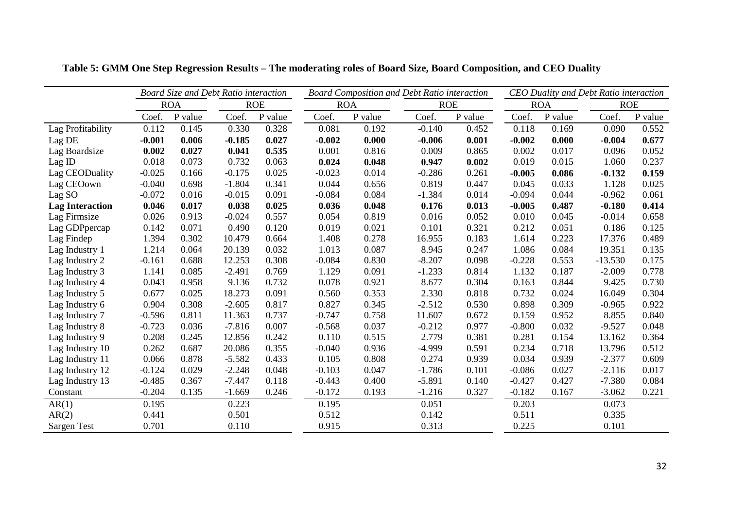**Table 5: GMM One Step Regression Results – The moderating roles of Board Size, Board Composition, and CEO Duality**

| | *Board Size and Debt Ratio interaction* | | | | *Board Composition and Debt Ratio interaction* | | | | *CEO Duality and Debt Ratio interaction* | | | |
|---|---|---|---|---|---|---|---|---|---|---|---|---|
| | ROA | | ROE | | ROA | | ROE | | ROA | | ROE | |
| | Coef. | P value | Coef. | P value | Coef. | P value | Coef. | P value | Coef. | P value | Coef. | P value |
| Lag Profitability | 0.112 | 0.145 | 0.330 | 0.328 | 0.081 | 0.192 | -0.140 | 0.452 | 0.118 | 0.169 | 0.090 | 0.552 |
| Lag DE | **-0.001** | **0.006** | **-0.185** | **0.027** | **-0.002** | **0.000** | **-0.006** | **0.001** | **-0.002** | **0.000** | **-0.004** | **0.677** |
| Lag Boardsize | **0.002** | **0.027** | **0.041** | **0.535** | 0.001 | 0.816 | 0.009 | 0.865 | 0.002 | 0.017 | 0.096 | 0.052 |
| Lag ID | 0.018 | 0.073 | 0.732 | 0.063 | **0.024** | **0.048** | **0.947** | **0.002** | 0.019 | 0.015 | 1.060 | 0.237 |
| Lag CEODuality | -0.025 | 0.166 | -0.175 | 0.025 | -0.023 | 0.014 | -0.286 | 0.261 | **-0.005** | **0.086** | **-0.132** | **0.159** |
| Lag CEOown | -0.040 | 0.698 | -1.804 | 0.341 | 0.044 | 0.656 | 0.819 | 0.447 | 0.045 | 0.033 | 1.128 | 0.025 |
| Lag SO | -0.072 | 0.016 | -0.015 | 0.091 | -0.084 | 0.084 | -1.384 | 0.014 | -0.094 | 0.044 | -0.962 | 0.061 |
| **Lag Interaction** | **0.046** | **0.017** | **0.038** | **0.025** | **0.036** | **0.048** | **0.176** | **0.013** | **-0.005** | **0.487** | **-0.180** | **0.414** |
| Lag Firmsize | 0.026 | 0.913 | -0.024 | 0.557 | 0.054 | 0.819 | 0.016 | 0.052 | 0.010 | 0.045 | -0.014 | 0.658 |
| Lag GDPpercap | 0.142 | 0.071 | 0.490 | 0.120 | 0.019 | 0.021 | 0.101 | 0.321 | 0.212 | 0.051 | 0.186 | 0.125 |
| Lag Findep | 1.394 | 0.302 | 10.479 | 0.664 | 1.408 | 0.278 | 16.955 | 0.183 | 1.614 | 0.223 | 17.376 | 0.489 |
| Lag Industry 1 | 1.214 | 0.064 | 20.139 | 0.032 | 1.013 | 0.087 | 8.945 | 0.247 | 1.086 | 0.084 | 19.351 | 0.135 |
| Lag Industry 2 | -0.161 | 0.688 | 12.253 | 0.308 | -0.084 | 0.830 | -8.207 | 0.098 | -0.228 | 0.553 | -13.530 | 0.175 |
| Lag Industry 3 | 1.141 | 0.085 | -2.491 | 0.769 | 1.129 | 0.091 | -1.233 | 0.814 | 1.132 | 0.187 | -2.009 | 0.778 |
| Lag Industry 4 | 0.043 | 0.958 | 9.136 | 0.732 | 0.078 | 0.921 | 8.677 | 0.304 | 0.163 | 0.844 | 9.425 | 0.730 |
| Lag Industry 5 | 0.677 | 0.025 | 18.273 | 0.091 | 0.560 | 0.353 | 2.330 | 0.818 | 0.732 | 0.024 | 16.049 | 0.304 |
| Lag Industry 6 | 0.904 | 0.308 | -2.605 | 0.817 | 0.827 | 0.345 | -2.512 | 0.530 | 0.898 | 0.309 | -0.965 | 0.922 |
| Lag Industry 7 | -0.596 | 0.811 | 11.363 | 0.737 | -0.747 | 0.758 | 11.607 | 0.672 | 0.159 | 0.952 | 8.855 | 0.840 |
| Lag Industry 8 | -0.723 | 0.036 | -7.816 | 0.007 | -0.568 | 0.037 | -0.212 | 0.977 | -0.800 | 0.032 | -9.527 | 0.048 |
| Lag Industry 9 | 0.208 | 0.245 | 12.856 | 0.242 | 0.110 | 0.515 | 2.779 | 0.381 | 0.281 | 0.154 | 13.162 | 0.364 |
| Lag Industry 10 | 0.262 | 0.687 | 20.086 | 0.355 | -0.040 | 0.936 | -4.999 | 0.591 | 0.234 | 0.718 | 13.796 | 0.512 |
| Lag Industry 11 | 0.066 | 0.878 | -5.582 | 0.433 | 0.105 | 0.808 | 0.274 | 0.939 | 0.034 | 0.939 | -2.377 | 0.609 |
| Lag Industry 12 | -0.124 | 0.029 | -2.248 | 0.048 | -0.103 | 0.047 | -1.786 | 0.101 | -0.086 | 0.027 | -2.116 | 0.017 |
| Lag Industry 13 | -0.485 | 0.367 | -7.447 | 0.118 | -0.443 | 0.400 | -5.891 | 0.140 | -0.427 | 0.427 | -7.380 | 0.084 |
| Constant | -0.204 | 0.135 | -1.669 | 0.246 | -0.172 | 0.193 | -1.216 | 0.327 | -0.182 | 0.167 | -3.062 | 0.221 |
| AR(1) | 0.195 | | 0.223 | | 0.195 | | 0.051 | | 0.203 | | 0.073 | |
| AR(2) | 0.441 | | 0.501 | | 0.512 | | 0.142 | | 0.511 | | 0.335 | |
| Sargen Test | 0.701 | | 0.110 | | 0.915 | | 0.313 | | 0.225 | | 0.101 | |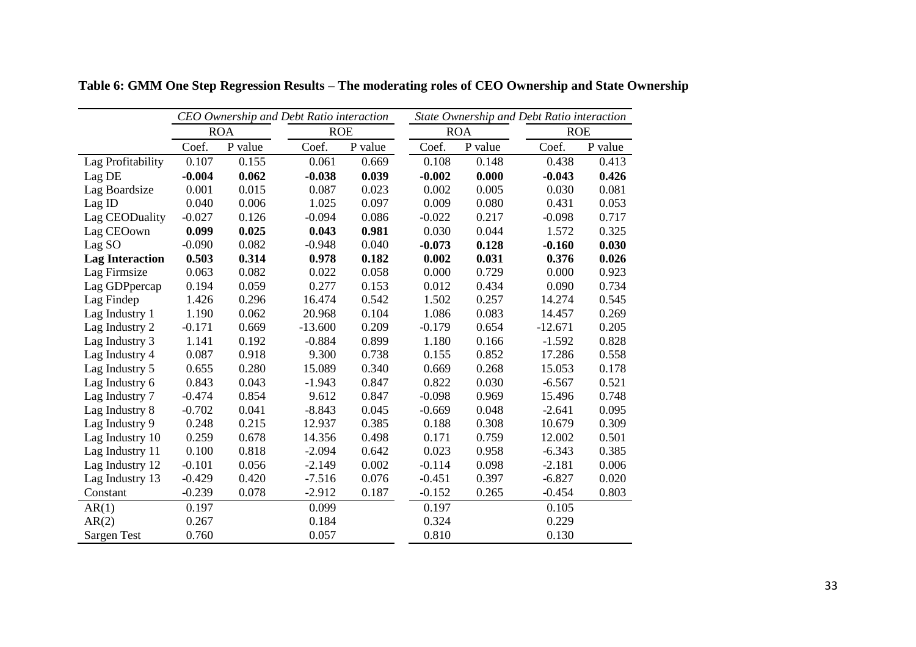**Table 6: GMM One Step Regression Results – The moderating roles of CEO Ownership and State Ownership**

| | *CEO Ownership and Debt Ratio interaction* | | | | *State Ownership and Debt Ratio interaction* | | | |
|---|---|---|---|---|---|---|---|---|
| | ROA | | ROE | | ROA | | ROE | |
| | Coef. | P value | Coef. | P value | Coef. | P value | Coef. | P value |
| Lag Profitability | 0.107 | 0.155 | 0.061 | 0.669 | 0.108 | 0.148 | 0.438 | 0.413 |
| Lag DE | **-0.004** | **0.062** | **-0.038** | **0.039** | **-0.002** | **0.000** | **-0.043** | **0.426** |
| Lag Boardsize | 0.001 | 0.015 | 0.087 | 0.023 | 0.002 | 0.005 | 0.030 | 0.081 |
| Lag ID | 0.040 | 0.006 | 1.025 | 0.097 | 0.009 | 0.080 | 0.431 | 0.053 |
| Lag CEODuality | -0.027 | 0.126 | -0.094 | 0.086 | -0.022 | 0.217 | -0.098 | 0.717 |
| Lag CEOown | **0.099** | **0.025** | **0.043** | **0.981** | 0.030 | 0.044 | 1.572 | 0.325 |
| Lag SO | -0.090 | 0.082 | -0.948 | 0.040 | **-0.073** | **0.128** | **-0.160** | **0.030** |
| **Lag Interaction** | **0.503** | **0.314** | **0.978** | **0.182** | **0.002** | **0.031** | **0.376** | **0.026** |
| Lag Firmsize | 0.063 | 0.082 | 0.022 | 0.058 | 0.000 | 0.729 | 0.000 | 0.923 |
| Lag GDPpercap | 0.194 | 0.059 | 0.277 | 0.153 | 0.012 | 0.434 | 0.090 | 0.734 |
| Lag Findep | 1.426 | 0.296 | 16.474 | 0.542 | 1.502 | 0.257 | 14.274 | 0.545 |
| Lag Industry 1 | 1.190 | 0.062 | 20.968 | 0.104 | 1.086 | 0.083 | 14.457 | 0.269 |
| Lag Industry 2 | -0.171 | 0.669 | -13.600 | 0.209 | -0.179 | 0.654 | -12.671 | 0.205 |
| Lag Industry 3 | 1.141 | 0.192 | -0.884 | 0.899 | 1.180 | 0.166 | -1.592 | 0.828 |
| Lag Industry 4 | 0.087 | 0.918 | 9.300 | 0.738 | 0.155 | 0.852 | 17.286 | 0.558 |
| Lag Industry 5 | 0.655 | 0.280 | 15.089 | 0.340 | 0.669 | 0.268 | 15.053 | 0.178 |
| Lag Industry 6 | 0.843 | 0.043 | -1.943 | 0.847 | 0.822 | 0.030 | -6.567 | 0.521 |
| Lag Industry 7 | -0.474 | 0.854 | 9.612 | 0.847 | -0.098 | 0.969 | 15.496 | 0.748 |
| Lag Industry 8 | -0.702 | 0.041 | -8.843 | 0.045 | -0.669 | 0.048 | -2.641 | 0.095 |
| Lag Industry 9 | 0.248 | 0.215 | 12.937 | 0.385 | 0.188 | 0.308 | 10.679 | 0.309 |
| Lag Industry 10 | 0.259 | 0.678 | 14.356 | 0.498 | 0.171 | 0.759 | 12.002 | 0.501 |
| Lag Industry 11 | 0.100 | 0.818 | -2.094 | 0.642 | 0.023 | 0.958 | -6.343 | 0.385 |
| Lag Industry 12 | -0.101 | 0.056 | -2.149 | 0.002 | -0.114 | 0.098 | -2.181 | 0.006 |
| Lag Industry 13 | -0.429 | 0.420 | -7.516 | 0.076 | -0.451 | 0.397 | -6.827 | 0.020 |
| Constant | -0.239 | 0.078 | -2.912 | 0.187 | -0.152 | 0.265 | -0.454 | 0.803 |
| AR(1) | 0.197 | | 0.099 | | 0.197 | | 0.105 | |
| AR(2) | 0.267 | | 0.184 | | 0.324 | | 0.229 | |
| Sargen Test | 0.760 | | 0.057 | | 0.810 | | 0.130 | |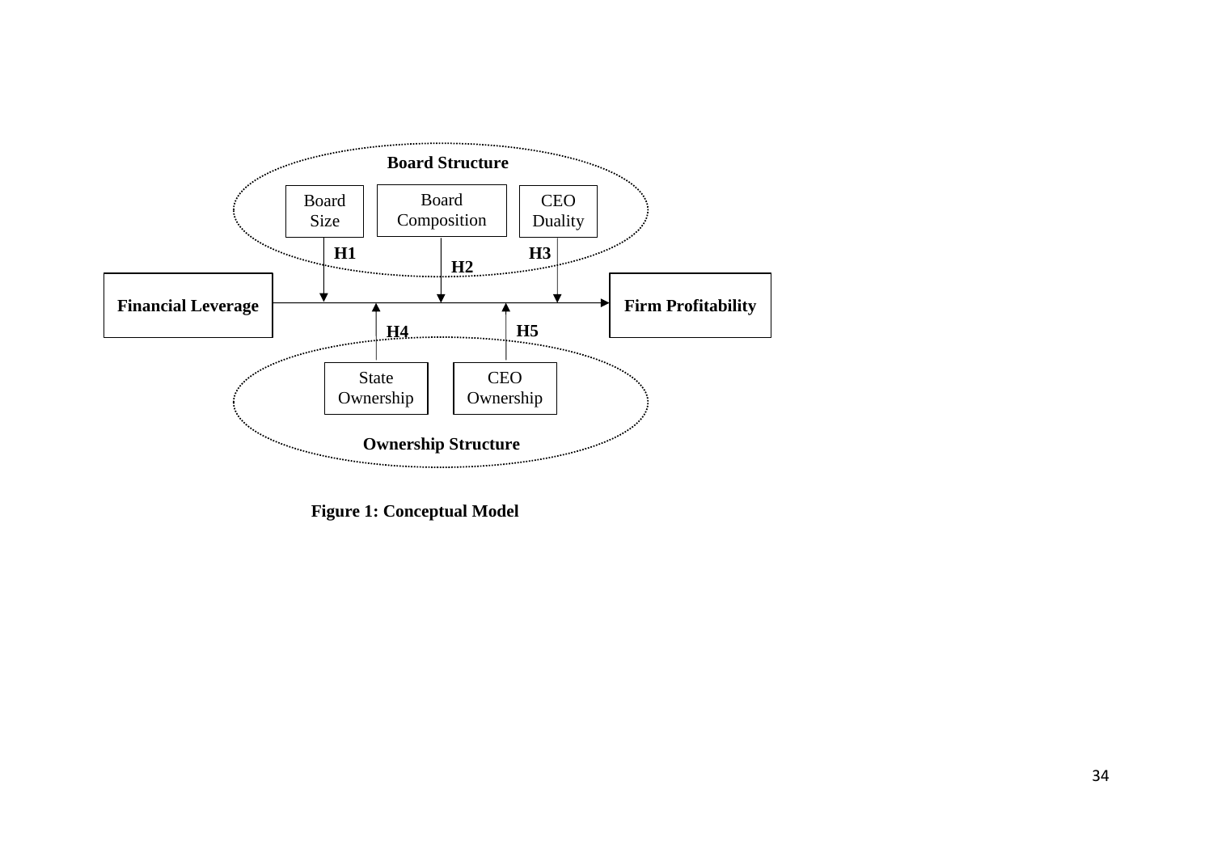Board Structure

Board Size

Board Composition

CEO Duality

H1

H2

H3

Financial Leverage

Firm Profitability

H4

H5

State Ownership

CEO Ownership

Ownership Structure

**Figure 1: Conceptual Model**